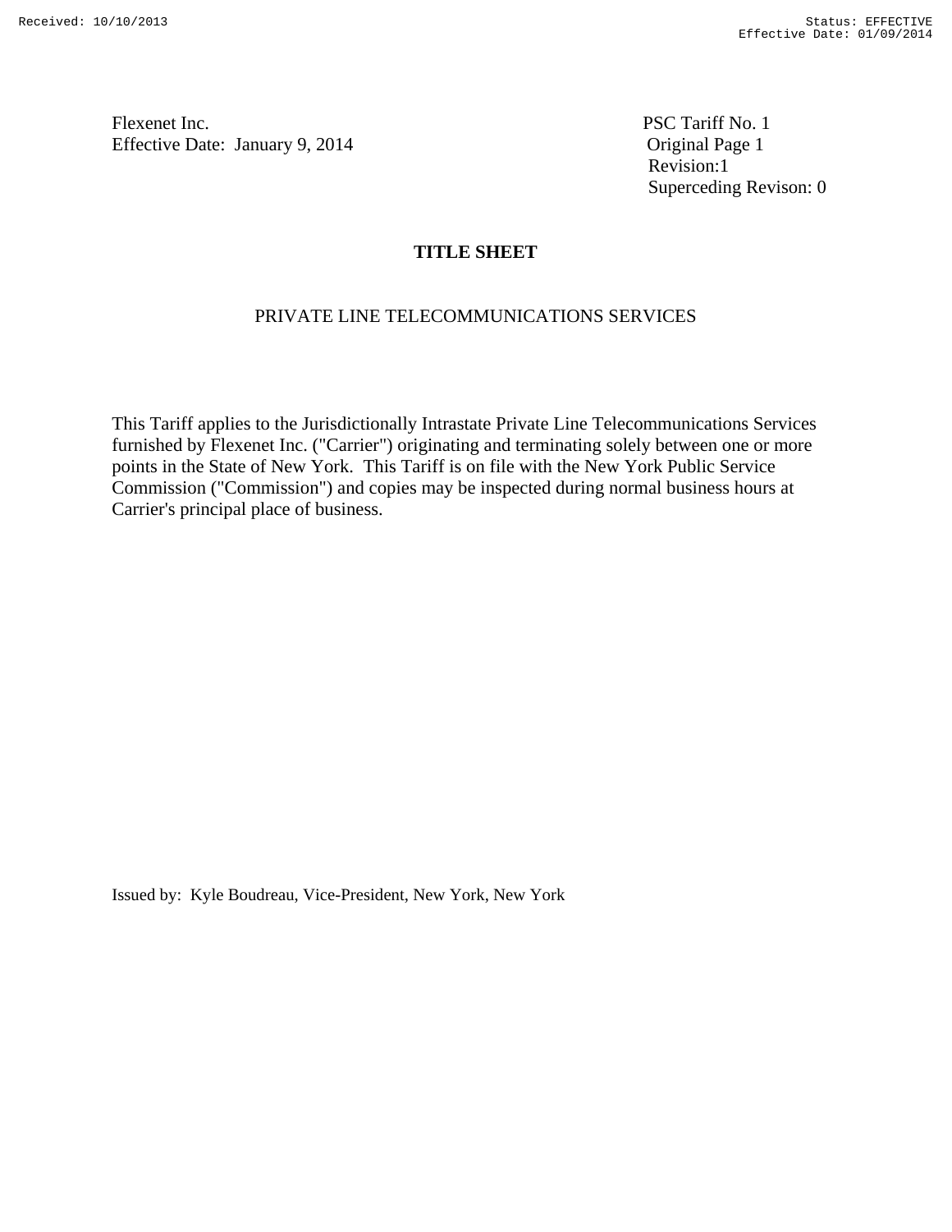Flexenet Inc.
Effective Date: January 9, 2014

PSC Tariff No. 1
Original Page 1
Revision:1
Superceding Revison: 0

# TITLE SHEET

## PRIVATE LINE TELECOMMUNICATIONS SERVICES

This Tariff applies to the Jurisdictionally Intrastate Private Line Telecommunications Services furnished by Flexenet Inc. ("Carrier") originating and terminating solely between one or more points in the State of New York. This Tariff is on file with the New York Public Service Commission ("Commission") and copies may be inspected during normal business hours at Carrier's principal place of business.

Issued by: Kyle Boudreau, Vice-President, New York, New York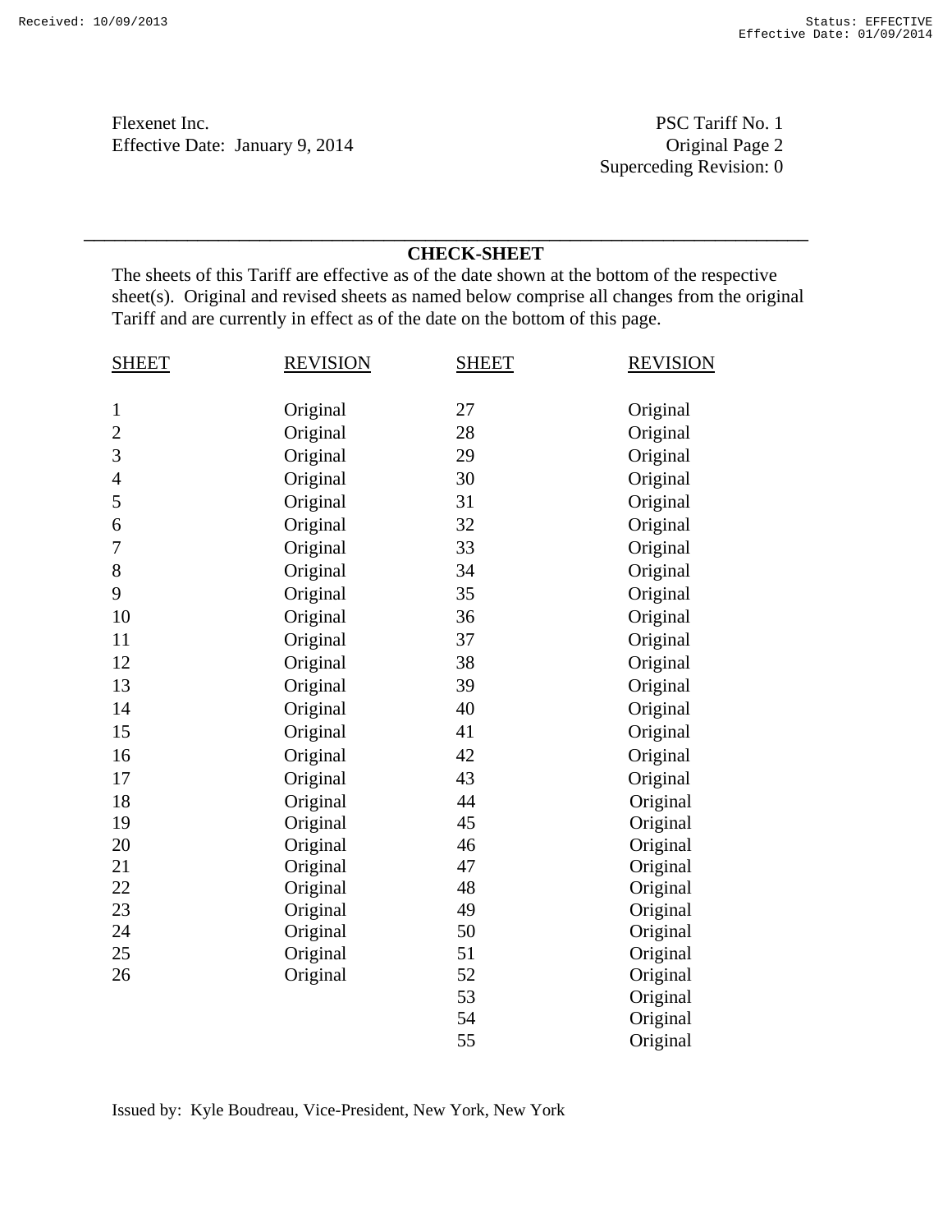Flexenet Inc.
Effective Date: January 9, 2014

PSC Tariff No. 1
Original Page 2
Superceding Revision: 0

## CHECK-SHEET

The sheets of this Tariff are effective as of the date shown at the bottom of the respective sheet(s). Original and revised sheets as named below comprise all changes from the original Tariff and are currently in effect as of the date on the bottom of this page.

| SHEET | REVISION | SHEET | REVISION |
|---|---|---|---|
| 1 | Original | 27 | Original |
| 2 | Original | 28 | Original |
| 3 | Original | 29 | Original |
| 4 | Original | 30 | Original |
| 5 | Original | 31 | Original |
| 6 | Original | 32 | Original |
| 7 | Original | 33 | Original |
| 8 | Original | 34 | Original |
| 9 | Original | 35 | Original |
| 10 | Original | 36 | Original |
| 11 | Original | 37 | Original |
| 12 | Original | 38 | Original |
| 13 | Original | 39 | Original |
| 14 | Original | 40 | Original |
| 15 | Original | 41 | Original |
| 16 | Original | 42 | Original |
| 17 | Original | 43 | Original |
| 18 | Original | 44 | Original |
| 19 | Original | 45 | Original |
| 20 | Original | 46 | Original |
| 21 | Original | 47 | Original |
| 22 | Original | 48 | Original |
| 23 | Original | 49 | Original |
| 24 | Original | 50 | Original |
| 25 | Original | 51 | Original |
| 26 | Original | 52 | Original |
| | | 53 | Original |
| | | 54 | Original |
| | | 55 | Original |

Issued by: Kyle Boudreau, Vice-President, New York, New York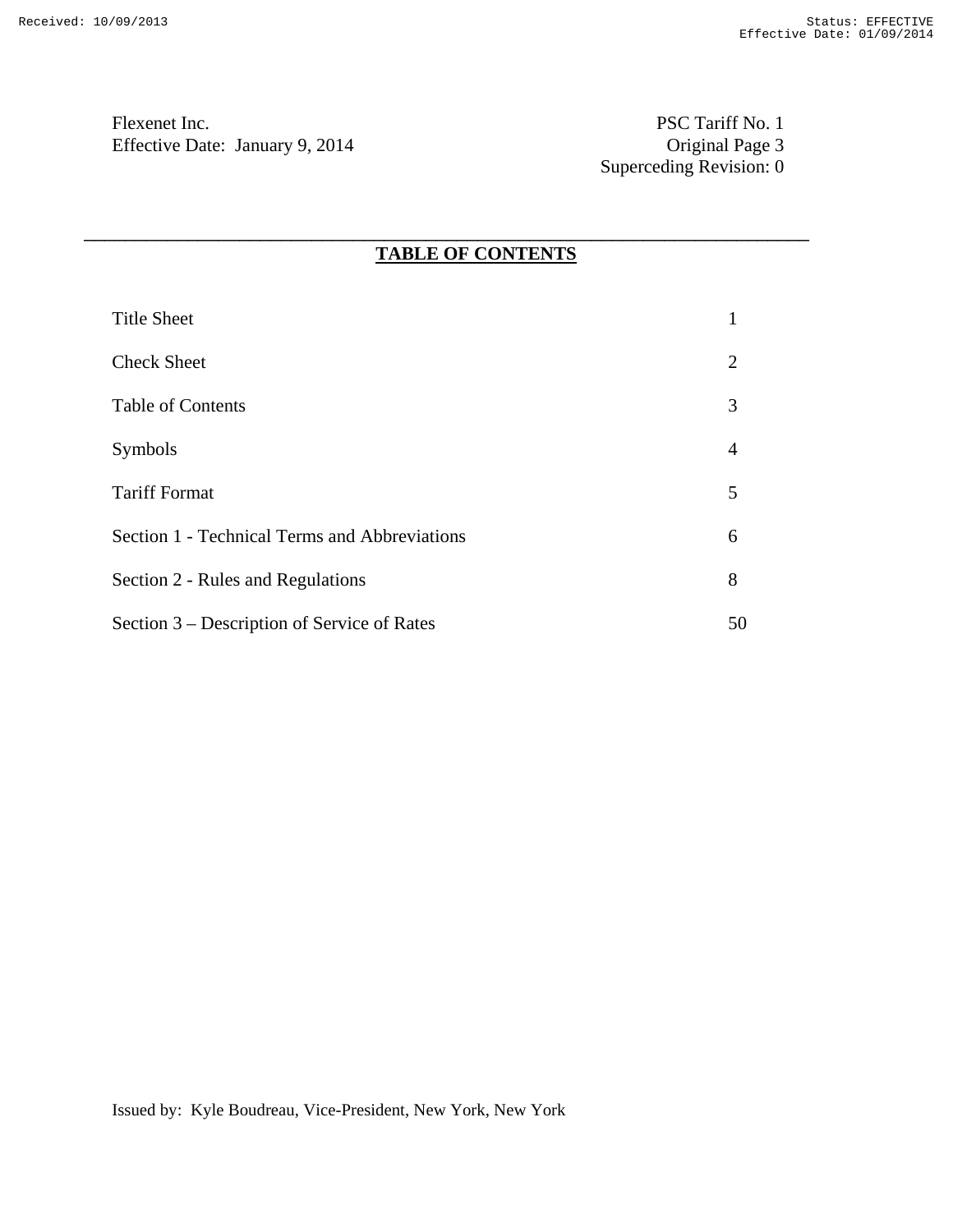Flexenet Inc.
Effective Date: January 9, 2014

PSC Tariff No. 1
Original Page 3
Superceding Revision: 0

## TABLE OF CONTENTS

| | |
|---|---|
| Title Sheet | 1 |
| Check Sheet | 2 |
| Table of Contents | 3 |
| Symbols | 4 |
| Tariff Format | 5 |
| Section 1 - Technical Terms and Abbreviations | 6 |
| Section 2 - Rules and Regulations | 8 |
| Section 3 – Description of Service of Rates | 50 |

Issued by: Kyle Boudreau, Vice-President, New York, New York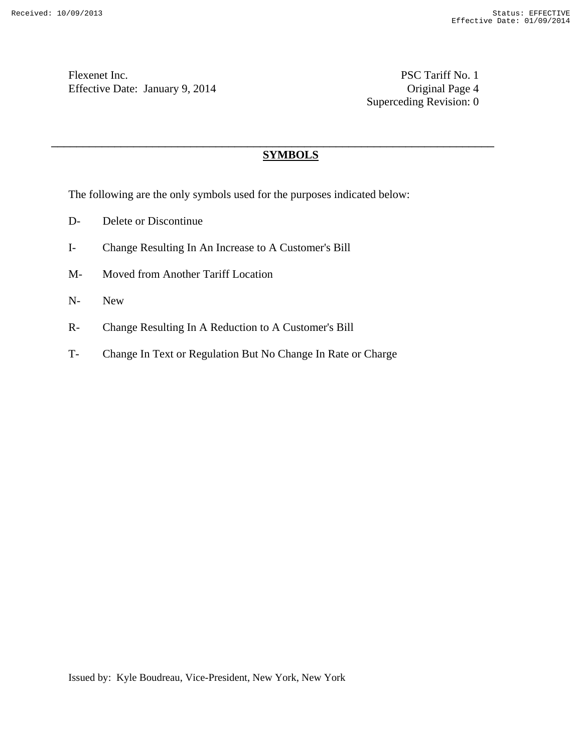Flexenet Inc.
Effective Date: January 9, 2014

PSC Tariff No. 1
Original Page 4
Superceding Revision: 0

## SYMBOLS

The following are the only symbols used for the purposes indicated below:

D- Delete or Discontinue

I- Change Resulting In An Increase to A Customer's Bill

M- Moved from Another Tariff Location

N- New

R- Change Resulting In A Reduction to A Customer's Bill

T- Change In Text or Regulation But No Change In Rate or Charge

Issued by: Kyle Boudreau, Vice-President, New York, New York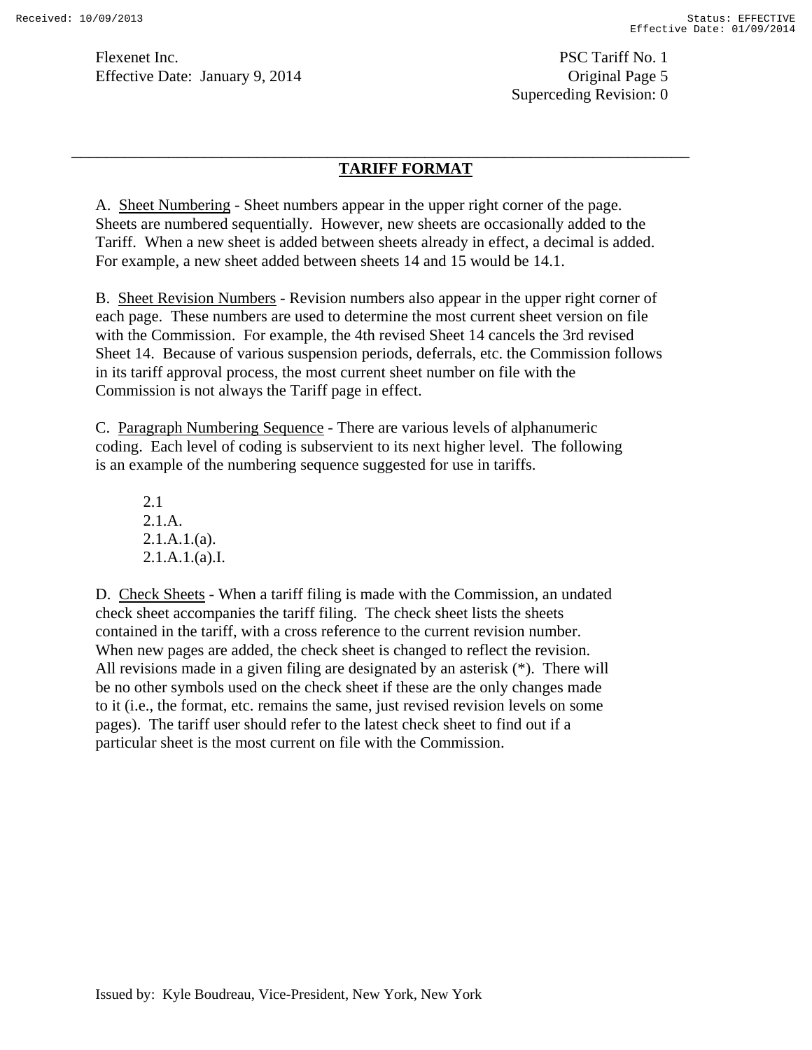## TARIFF FORMAT

A. Sheet Numbering - Sheet numbers appear in the upper right corner of the page. Sheets are numbered sequentially. However, new sheets are occasionally added to the Tariff. When a new sheet is added between sheets already in effect, a decimal is added. For example, a new sheet added between sheets 14 and 15 would be 14.1.

B. Sheet Revision Numbers - Revision numbers also appear in the upper right corner of each page. These numbers are used to determine the most current sheet version on file with the Commission. For example, the 4th revised Sheet 14 cancels the 3rd revised Sheet 14. Because of various suspension periods, deferrals, etc. the Commission follows in its tariff approval process, the most current sheet number on file with the Commission is not always the Tariff page in effect.

C. Paragraph Numbering Sequence - There are various levels of alphanumeric coding. Each level of coding is subservient to its next higher level. The following is an example of the numbering sequence suggested for use in tariffs.

2.1
2.1.A.
2.1.A.1.(a).
2.1.A.1.(a).I.

D. Check Sheets - When a tariff filing is made with the Commission, an undated check sheet accompanies the tariff filing. The check sheet lists the sheets contained in the tariff, with a cross reference to the current revision number. When new pages are added, the check sheet is changed to reflect the revision. All revisions made in a given filing are designated by an asterisk (*). There will be no other symbols used on the check sheet if these are the only changes made to it (i.e., the format, etc. remains the same, just revised revision levels on some pages). The tariff user should refer to the latest check sheet to find out if a particular sheet is the most current on file with the Commission.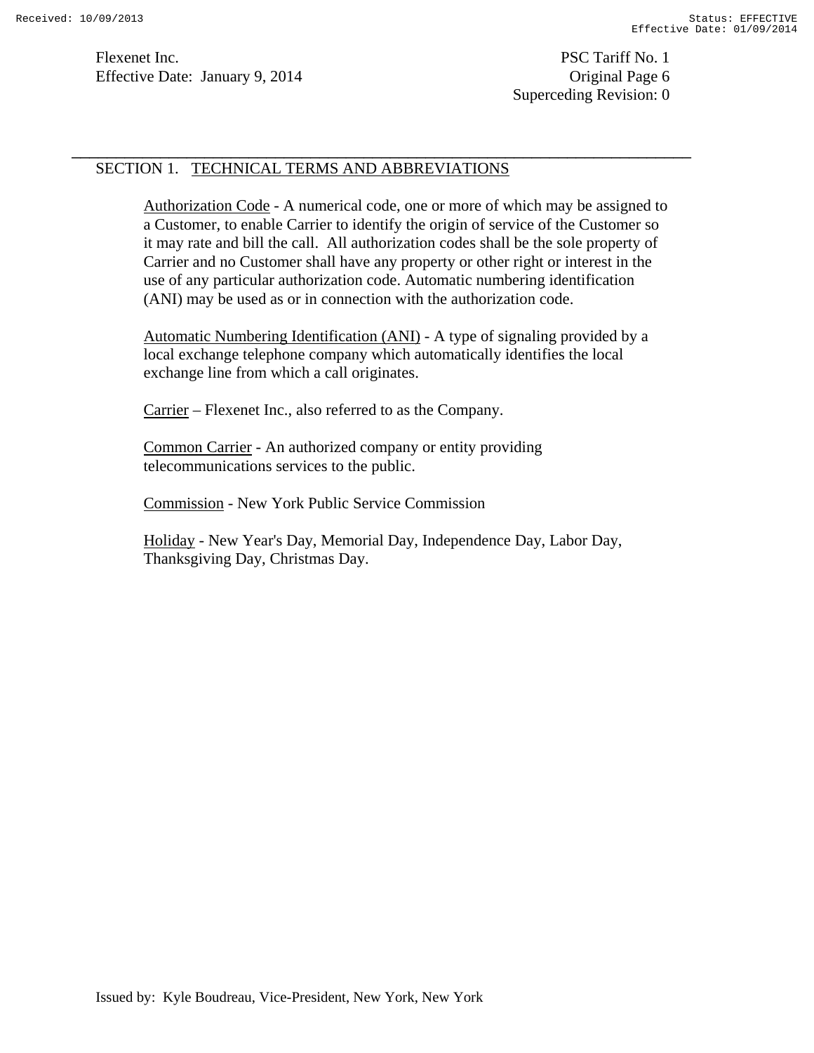## SECTION 1. TECHNICAL TERMS AND ABBREVIATIONS

Authorization Code - A numerical code, one or more of which may be assigned to a Customer, to enable Carrier to identify the origin of service of the Customer so it may rate and bill the call. All authorization codes shall be the sole property of Carrier and no Customer shall have any property or other right or interest in the use of any particular authorization code. Automatic numbering identification (ANI) may be used as or in connection with the authorization code.

Automatic Numbering Identification (ANI) - A type of signaling provided by a local exchange telephone company which automatically identifies the local exchange line from which a call originates.

Carrier – Flexenet Inc., also referred to as the Company.

Common Carrier - An authorized company or entity providing telecommunications services to the public.

Commission - New York Public Service Commission

Holiday - New Year's Day, Memorial Day, Independence Day, Labor Day, Thanksgiving Day, Christmas Day.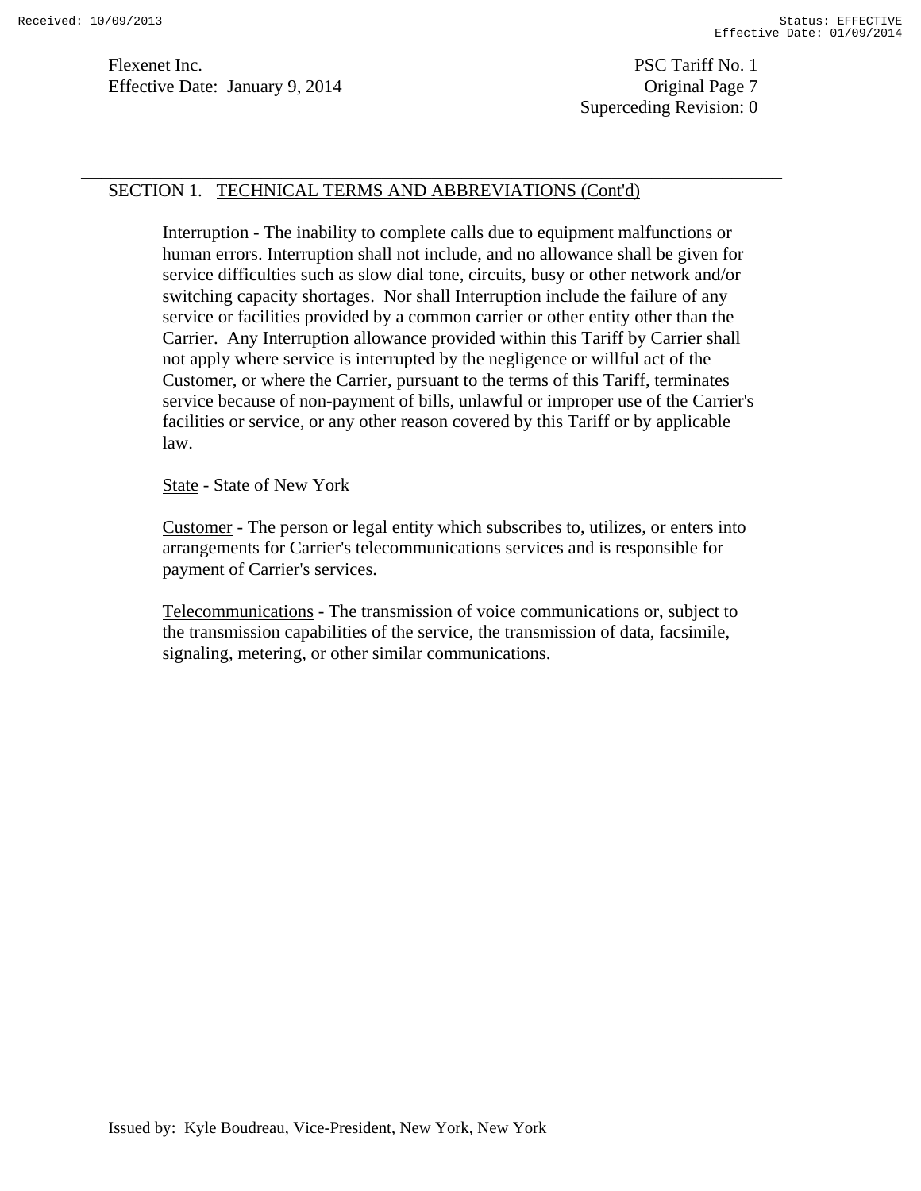## SECTION 1. TECHNICAL TERMS AND ABBREVIATIONS (Cont'd)

Interruption - The inability to complete calls due to equipment malfunctions or human errors. Interruption shall not include, and no allowance shall be given for service difficulties such as slow dial tone, circuits, busy or other network and/or switching capacity shortages. Nor shall Interruption include the failure of any service or facilities provided by a common carrier or other entity other than the Carrier. Any Interruption allowance provided within this Tariff by Carrier shall not apply where service is interrupted by the negligence or willful act of the Customer, or where the Carrier, pursuant to the terms of this Tariff, terminates service because of non-payment of bills, unlawful or improper use of the Carrier's facilities or service, or any other reason covered by this Tariff or by applicable law.

State - State of New York

Customer - The person or legal entity which subscribes to, utilizes, or enters into arrangements for Carrier's telecommunications services and is responsible for payment of Carrier's services.

Telecommunications - The transmission of voice communications or, subject to the transmission capabilities of the service, the transmission of data, facsimile, signaling, metering, or other similar communications.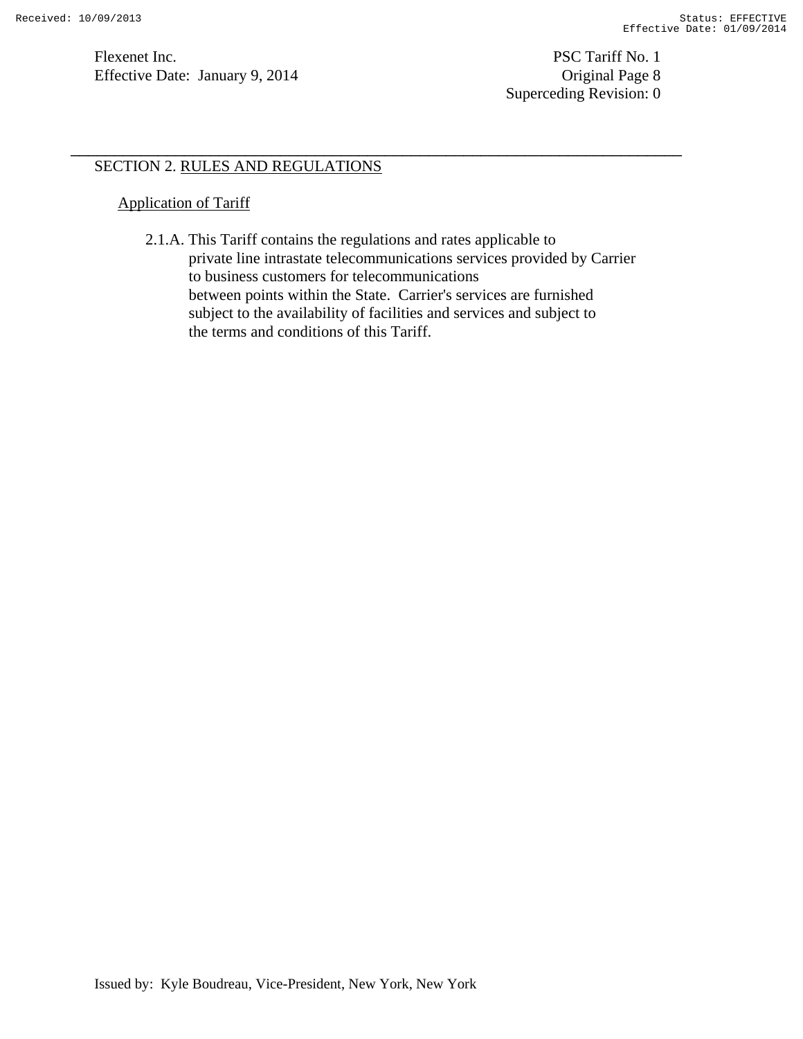## SECTION 2. RULES AND REGULATIONS

### Application of Tariff

2.1.A. This Tariff contains the regulations and rates applicable to private line intrastate telecommunications services provided by Carrier to business customers for telecommunications between points within the State. Carrier's services are furnished subject to the availability of facilities and services and subject to the terms and conditions of this Tariff.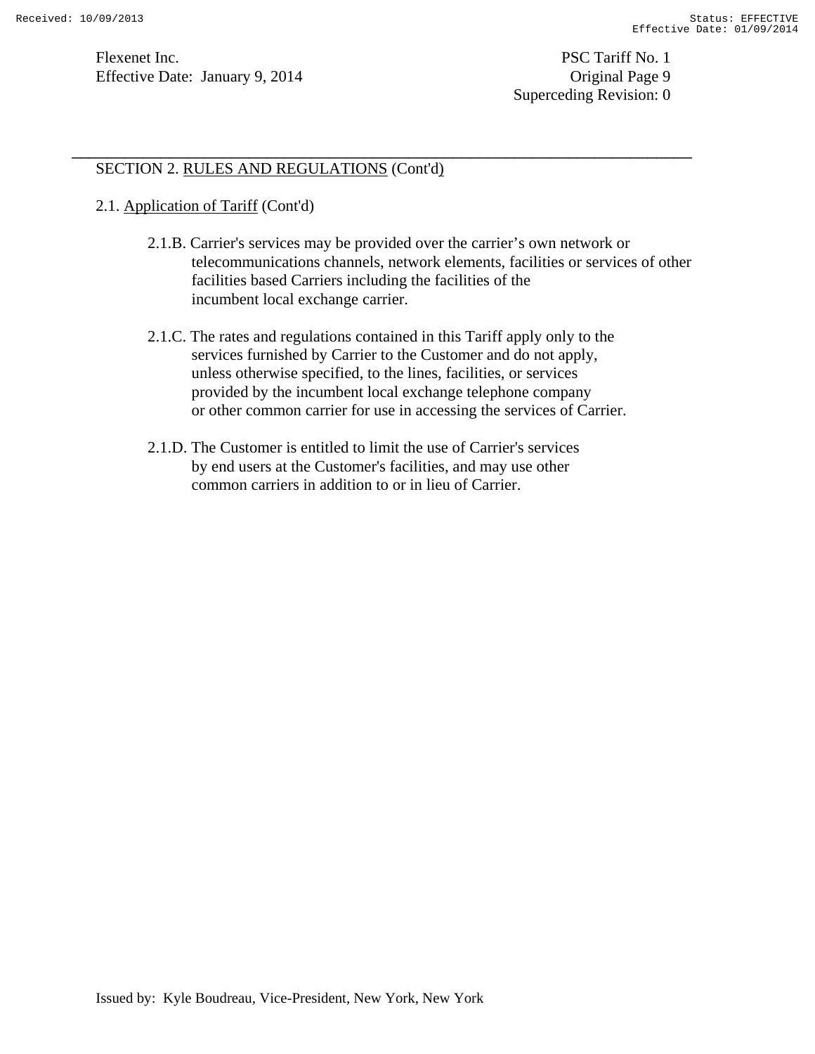SECTION 2. <u>RULES AND REGULATIONS</u> (Cont'd)

2.1. <u>Application of Tariff</u> (Cont'd)

2.1.B. Carrier's services may be provided over the carrier's own network or telecommunications channels, network elements, facilities or services of other facilities based Carriers including the facilities of the incumbent local exchange carrier.

2.1.C. The rates and regulations contained in this Tariff apply only to the services furnished by Carrier to the Customer and do not apply, unless otherwise specified, to the lines, facilities, or services provided by the incumbent local exchange telephone company or other common carrier for use in accessing the services of Carrier.

2.1.D. The Customer is entitled to limit the use of Carrier's services by end users at the Customer's facilities, and may use other common carriers in addition to or in lieu of Carrier.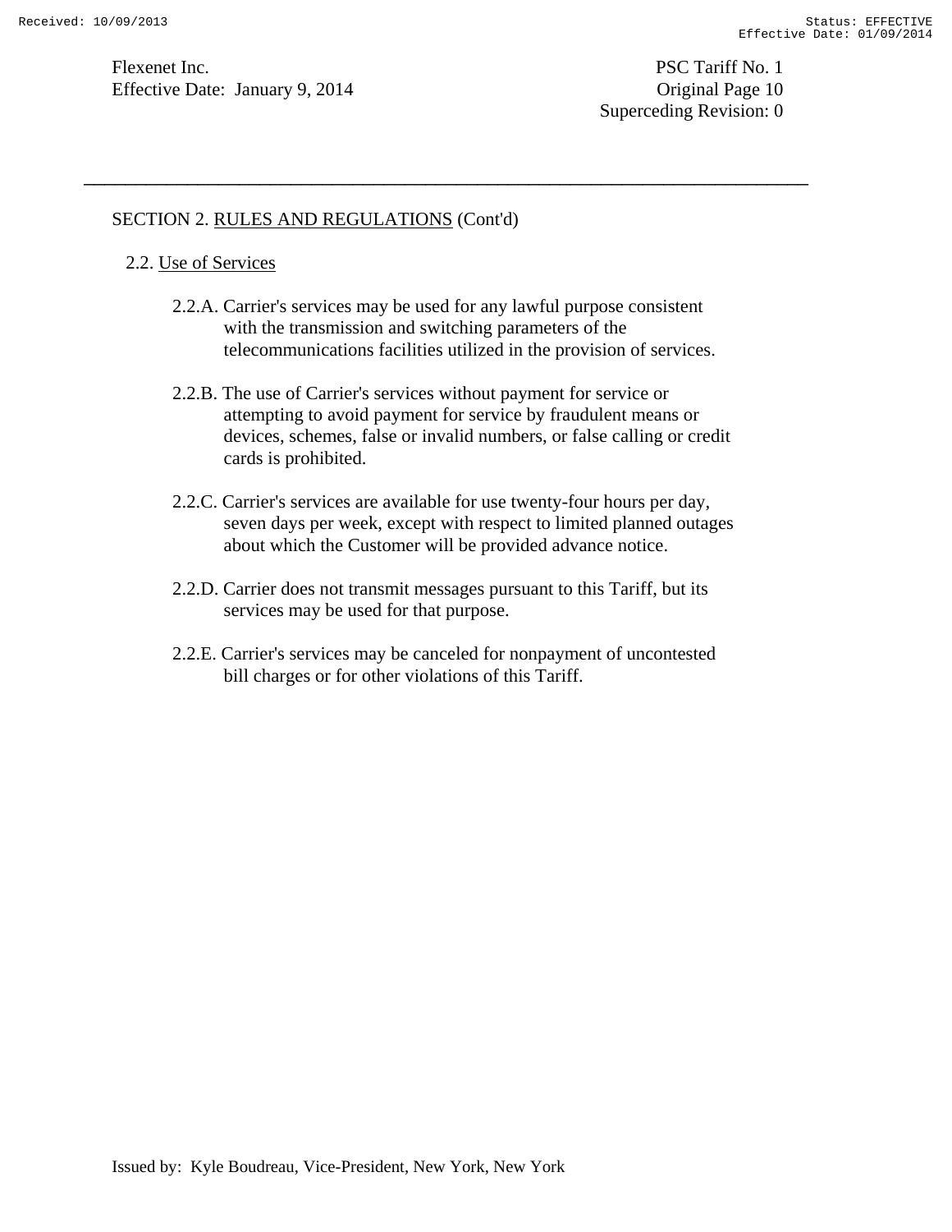SECTION 2. RULES AND REGULATIONS (Cont'd)

2.2. Use of Services

2.2.A. Carrier's services may be used for any lawful purpose consistent with the transmission and switching parameters of the telecommunications facilities utilized in the provision of services.

2.2.B. The use of Carrier's services without payment for service or attempting to avoid payment for service by fraudulent means or devices, schemes, false or invalid numbers, or false calling or credit cards is prohibited.

2.2.C. Carrier's services are available for use twenty-four hours per day, seven days per week, except with respect to limited planned outages about which the Customer will be provided advance notice.

2.2.D. Carrier does not transmit messages pursuant to this Tariff, but its services may be used for that purpose.

2.2.E. Carrier's services may be canceled for nonpayment of uncontested bill charges or for other violations of this Tariff.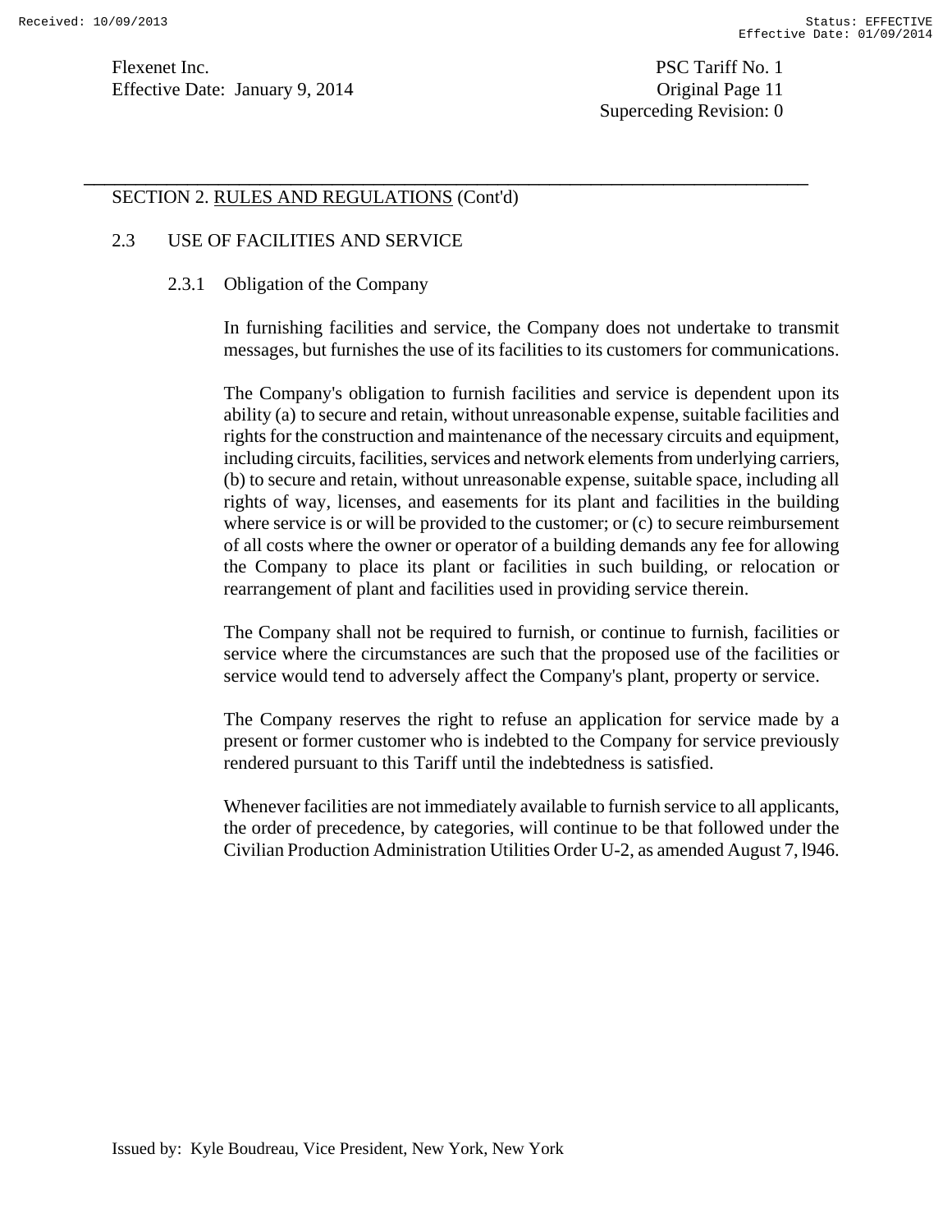## SECTION 2. RULES AND REGULATIONS (Cont'd)

### 2.3 USE OF FACILITIES AND SERVICE

#### 2.3.1 Obligation of the Company

In furnishing facilities and service, the Company does not undertake to transmit messages, but furnishes the use of its facilities to its customers for communications.

The Company's obligation to furnish facilities and service is dependent upon its ability (a) to secure and retain, without unreasonable expense, suitable facilities and rights for the construction and maintenance of the necessary circuits and equipment, including circuits, facilities, services and network elements from underlying carriers, (b) to secure and retain, without unreasonable expense, suitable space, including all rights of way, licenses, and easements for its plant and facilities in the building where service is or will be provided to the customer; or (c) to secure reimbursement of all costs where the owner or operator of a building demands any fee for allowing the Company to place its plant or facilities in such building, or relocation or rearrangement of plant and facilities used in providing service therein.

The Company shall not be required to furnish, or continue to furnish, facilities or service where the circumstances are such that the proposed use of the facilities or service would tend to adversely affect the Company's plant, property or service.

The Company reserves the right to refuse an application for service made by a present or former customer who is indebted to the Company for service previously rendered pursuant to this Tariff until the indebtedness is satisfied.

Whenever facilities are not immediately available to furnish service to all applicants, the order of precedence, by categories, will continue to be that followed under the Civilian Production Administration Utilities Order U-2, as amended August 7, l946.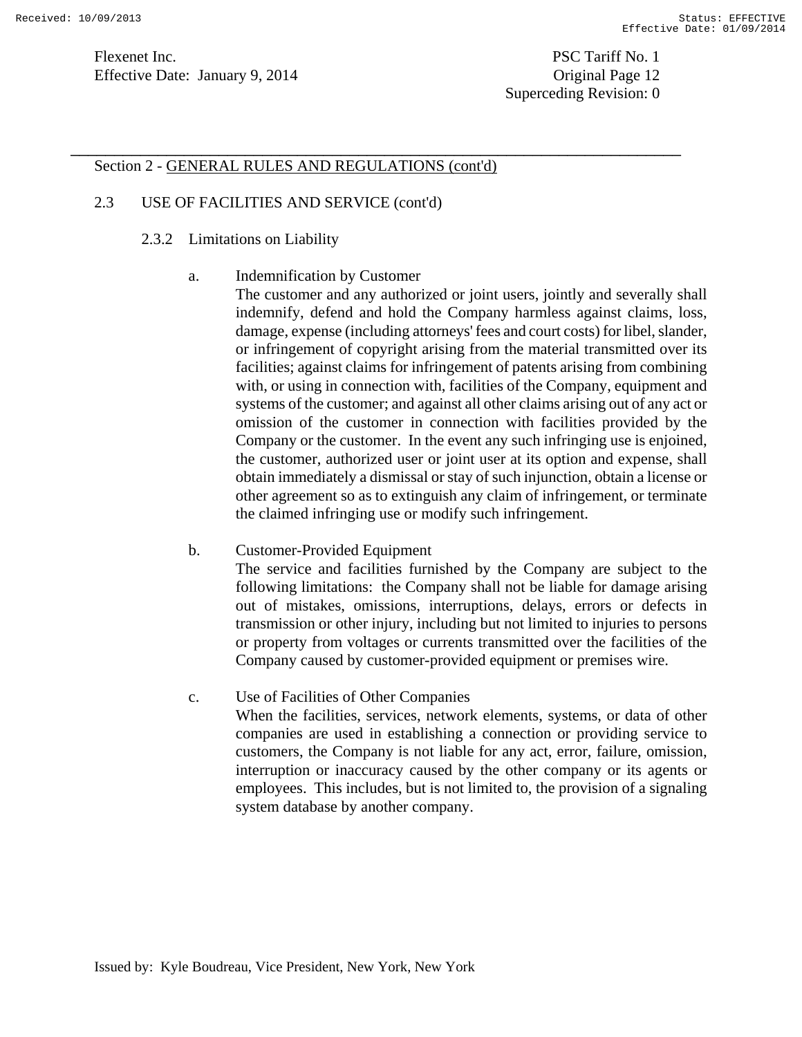Section 2 - GENERAL RULES AND REGULATIONS (cont'd)

2.3 USE OF FACILITIES AND SERVICE (cont'd)

2.3.2 Limitations on Liability

a. Indemnification by Customer
The customer and any authorized or joint users, jointly and severally shall indemnify, defend and hold the Company harmless against claims, loss, damage, expense (including attorneys' fees and court costs) for libel, slander, or infringement of copyright arising from the material transmitted over its facilities; against claims for infringement of patents arising from combining with, or using in connection with, facilities of the Company, equipment and systems of the customer; and against all other claims arising out of any act or omission of the customer in connection with facilities provided by the Company or the customer. In the event any such infringing use is enjoined, the customer, authorized user or joint user at its option and expense, shall obtain immediately a dismissal or stay of such injunction, obtain a license or other agreement so as to extinguish any claim of infringement, or terminate the claimed infringing use or modify such infringement.

b. Customer-Provided Equipment
The service and facilities furnished by the Company are subject to the following limitations: the Company shall not be liable for damage arising out of mistakes, omissions, interruptions, delays, errors or defects in transmission or other injury, including but not limited to injuries to persons or property from voltages or currents transmitted over the facilities of the Company caused by customer-provided equipment or premises wire.

c. Use of Facilities of Other Companies
When the facilities, services, network elements, systems, or data of other companies are used in establishing a connection or providing service to customers, the Company is not liable for any act, error, failure, omission, interruption or inaccuracy caused by the other company or its agents or employees. This includes, but is not limited to, the provision of a signaling system database by another company.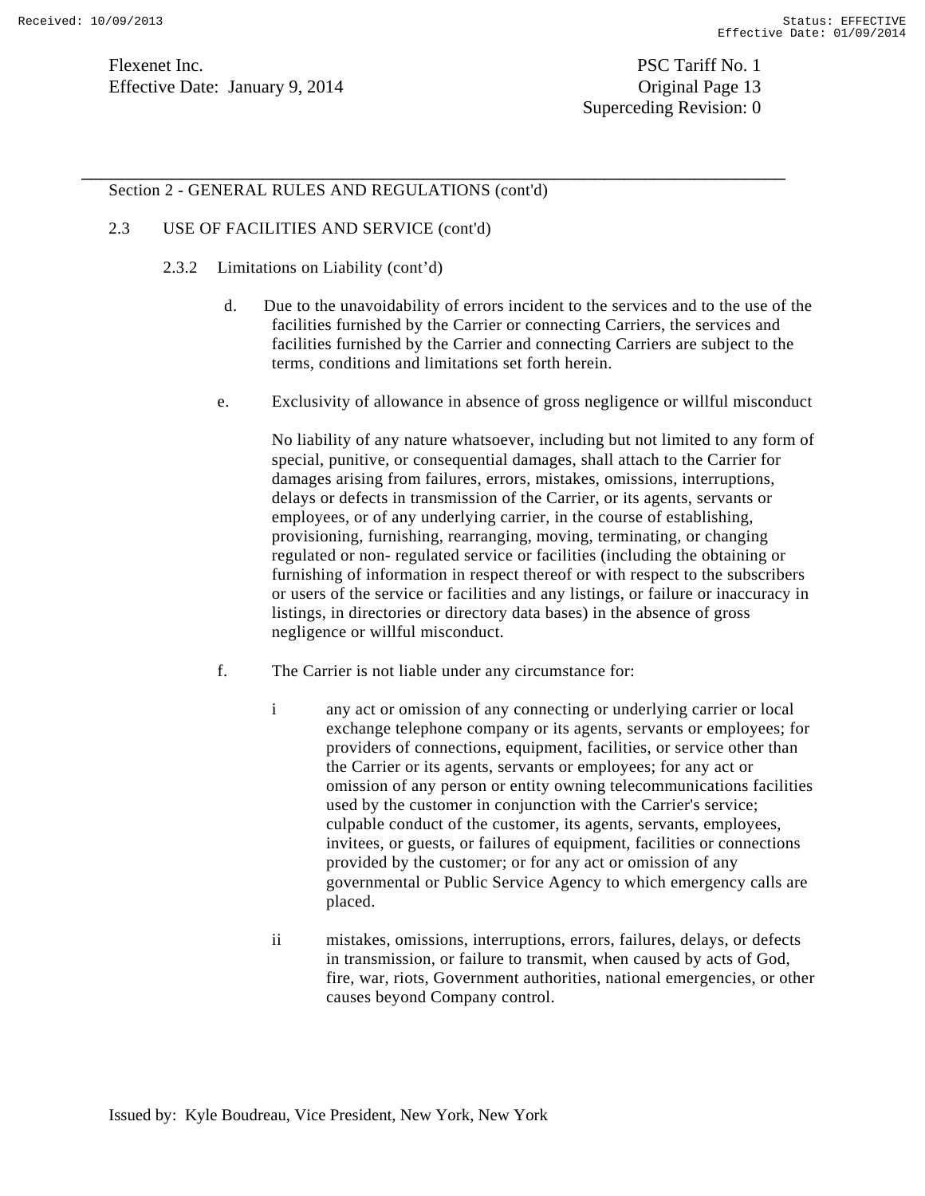Section 2 - GENERAL RULES AND REGULATIONS (cont'd)

2.3 USE OF FACILITIES AND SERVICE (cont'd)

2.3.2 Limitations on Liability (cont'd)

d. Due to the unavoidability of errors incident to the services and to the use of the facilities furnished by the Carrier or connecting Carriers, the services and facilities furnished by the Carrier and connecting Carriers are subject to the terms, conditions and limitations set forth herein.

e. Exclusivity of allowance in absence of gross negligence or willful misconduct

No liability of any nature whatsoever, including but not limited to any form of special, punitive, or consequential damages, shall attach to the Carrier for damages arising from failures, errors, mistakes, omissions, interruptions, delays or defects in transmission of the Carrier, or its agents, servants or employees, or of any underlying carrier, in the course of establishing, provisioning, furnishing, rearranging, moving, terminating, or changing regulated or non- regulated service or facilities (including the obtaining or furnishing of information in respect thereof or with respect to the subscribers or users of the service or facilities and any listings, or failure or inaccuracy in listings, in directories or directory data bases) in the absence of gross negligence or willful misconduct.

f. The Carrier is not liable under any circumstance for:

i any act or omission of any connecting or underlying carrier or local exchange telephone company or its agents, servants or employees; for providers of connections, equipment, facilities, or service other than the Carrier or its agents, servants or employees; for any act or omission of any person or entity owning telecommunications facilities used by the customer in conjunction with the Carrier's service; culpable conduct of the customer, its agents, servants, employees, invitees, or guests, or failures of equipment, facilities or connections provided by the customer; or for any act or omission of any governmental or Public Service Agency to which emergency calls are placed.

ii mistakes, omissions, interruptions, errors, failures, delays, or defects in transmission, or failure to transmit, when caused by acts of God, fire, war, riots, Government authorities, national emergencies, or other causes beyond Company control.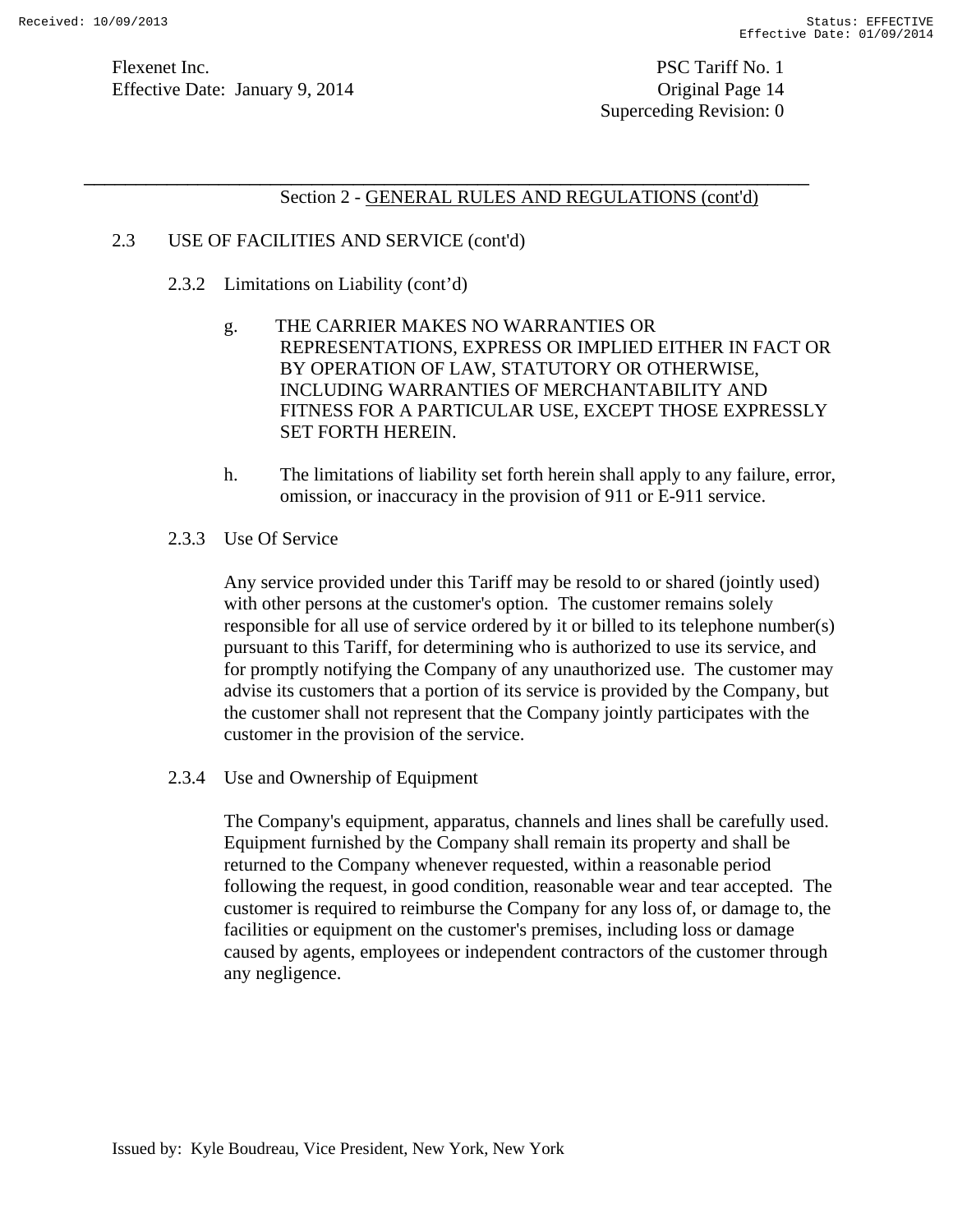Section 2 - GENERAL RULES AND REGULATIONS (cont'd)

2.3 USE OF FACILITIES AND SERVICE (cont'd)

2.3.2 Limitations on Liability (cont'd)

g. THE CARRIER MAKES NO WARRANTIES OR REPRESENTATIONS, EXPRESS OR IMPLIED EITHER IN FACT OR BY OPERATION OF LAW, STATUTORY OR OTHERWISE, INCLUDING WARRANTIES OF MERCHANTABILITY AND FITNESS FOR A PARTICULAR USE, EXCEPT THOSE EXPRESSLY SET FORTH HEREIN.

h. The limitations of liability set forth herein shall apply to any failure, error, omission, or inaccuracy in the provision of 911 or E-911 service.

2.3.3 Use Of Service

Any service provided under this Tariff may be resold to or shared (jointly used) with other persons at the customer's option. The customer remains solely responsible for all use of service ordered by it or billed to its telephone number(s) pursuant to this Tariff, for determining who is authorized to use its service, and for promptly notifying the Company of any unauthorized use. The customer may advise its customers that a portion of its service is provided by the Company, but the customer shall not represent that the Company jointly participates with the customer in the provision of the service.

2.3.4 Use and Ownership of Equipment

The Company's equipment, apparatus, channels and lines shall be carefully used. Equipment furnished by the Company shall remain its property and shall be returned to the Company whenever requested, within a reasonable period following the request, in good condition, reasonable wear and tear accepted. The customer is required to reimburse the Company for any loss of, or damage to, the facilities or equipment on the customer's premises, including loss or damage caused by agents, employees or independent contractors of the customer through any negligence.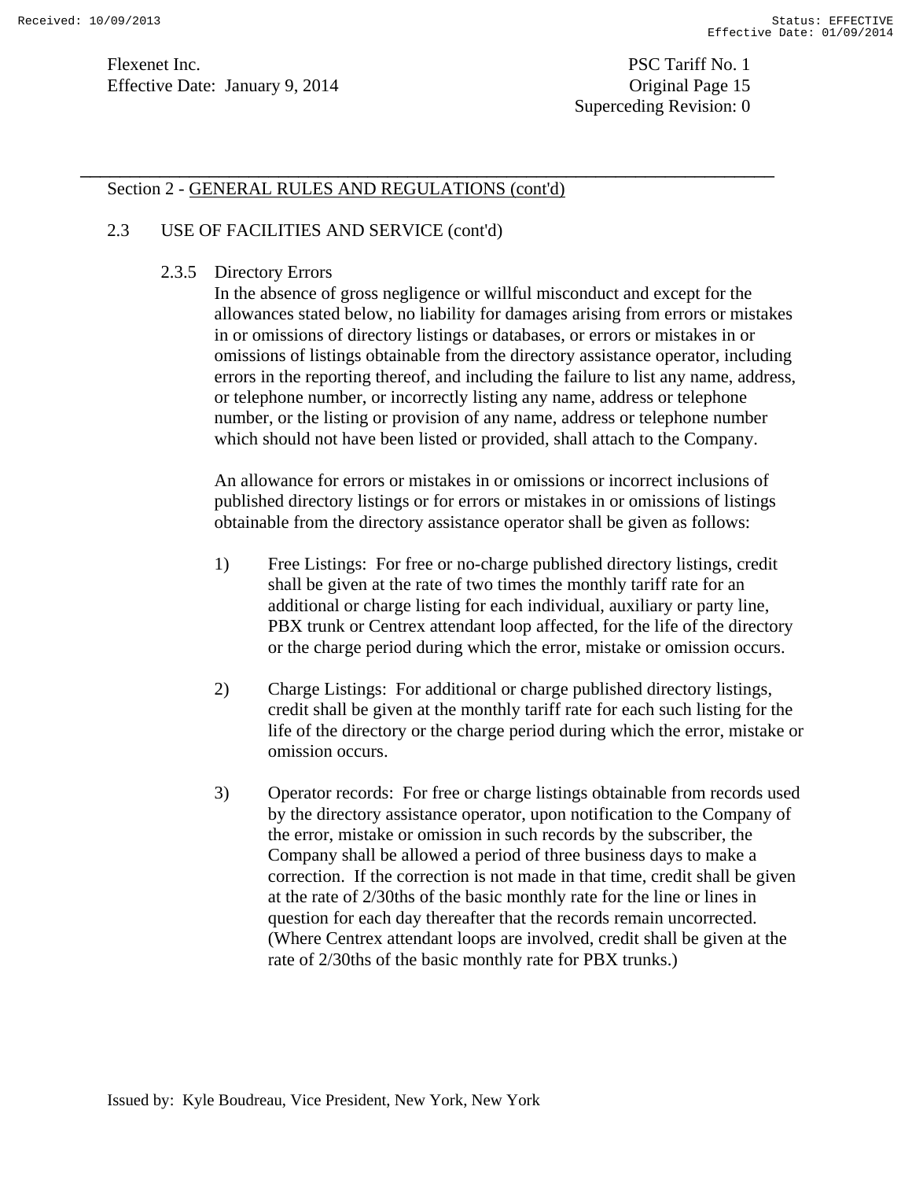Section 2 - GENERAL RULES AND REGULATIONS (cont'd)

2.3 USE OF FACILITIES AND SERVICE (cont'd)

2.3.5 Directory Errors

In the absence of gross negligence or willful misconduct and except for the allowances stated below, no liability for damages arising from errors or mistakes in or omissions of directory listings or databases, or errors or mistakes in or omissions of listings obtainable from the directory assistance operator, including errors in the reporting thereof, and including the failure to list any name, address, or telephone number, or incorrectly listing any name, address or telephone number, or the listing or provision of any name, address or telephone number which should not have been listed or provided, shall attach to the Company.

An allowance for errors or mistakes in or omissions or incorrect inclusions of published directory listings or for errors or mistakes in or omissions of listings obtainable from the directory assistance operator shall be given as follows:

1) Free Listings: For free or no-charge published directory listings, credit shall be given at the rate of two times the monthly tariff rate for an additional or charge listing for each individual, auxiliary or party line, PBX trunk or Centrex attendant loop affected, for the life of the directory or the charge period during which the error, mistake or omission occurs.

2) Charge Listings: For additional or charge published directory listings, credit shall be given at the monthly tariff rate for each such listing for the life of the directory or the charge period during which the error, mistake or omission occurs.

3) Operator records: For free or charge listings obtainable from records used by the directory assistance operator, upon notification to the Company of the error, mistake or omission in such records by the subscriber, the Company shall be allowed a period of three business days to make a correction. If the correction is not made in that time, credit shall be given at the rate of 2/30ths of the basic monthly rate for the line or lines in question for each day thereafter that the records remain uncorrected. (Where Centrex attendant loops are involved, credit shall be given at the rate of 2/30ths of the basic monthly rate for PBX trunks.)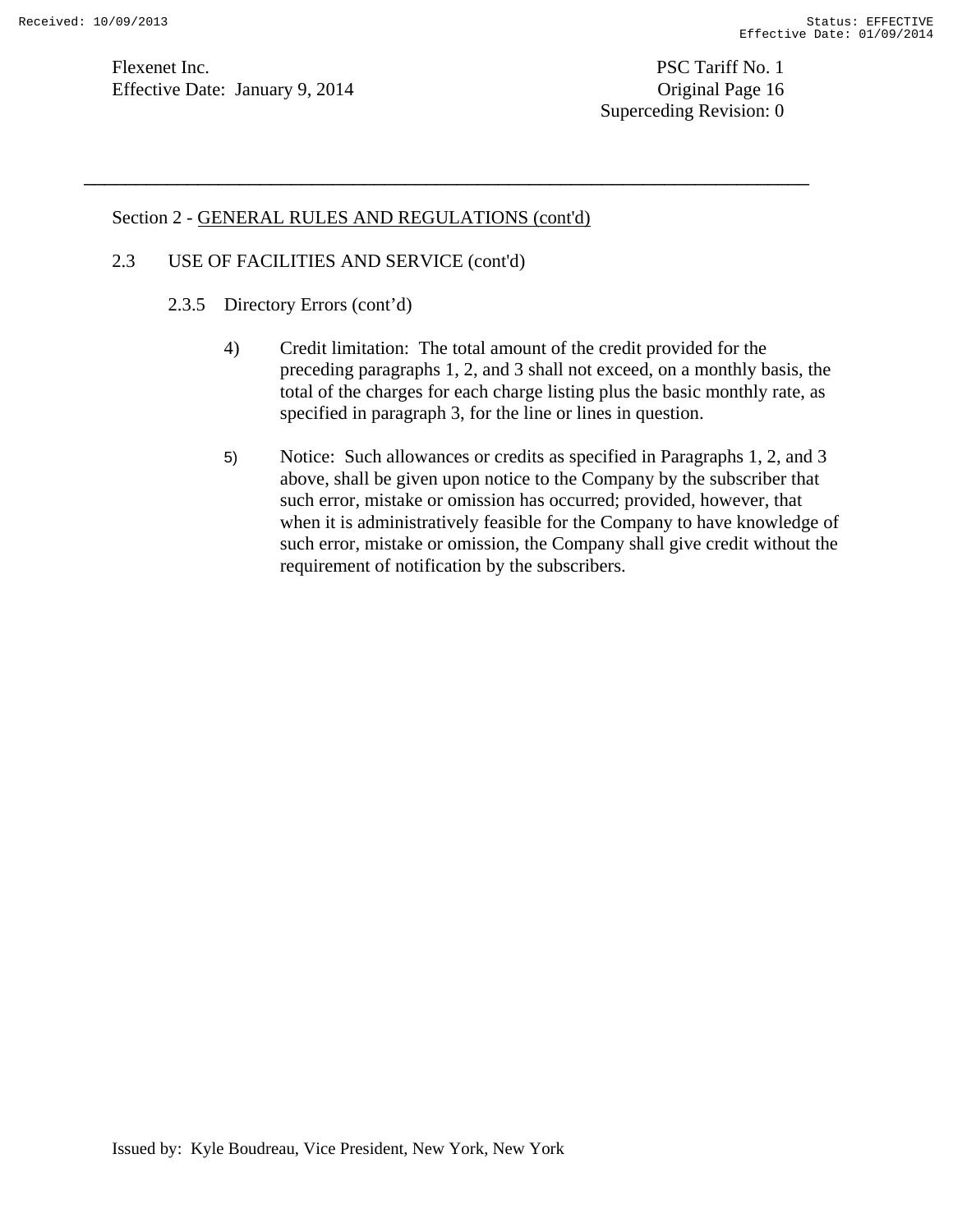Section 2 - GENERAL RULES AND REGULATIONS (cont'd)

2.3 USE OF FACILITIES AND SERVICE (cont'd)

2.3.5 Directory Errors (cont'd)

4) Credit limitation: The total amount of the credit provided for the preceding paragraphs 1, 2, and 3 shall not exceed, on a monthly basis, the total of the charges for each charge listing plus the basic monthly rate, as specified in paragraph 3, for the line or lines in question.

5) Notice: Such allowances or credits as specified in Paragraphs 1, 2, and 3 above, shall be given upon notice to the Company by the subscriber that such error, mistake or omission has occurred; provided, however, that when it is administratively feasible for the Company to have knowledge of such error, mistake or omission, the Company shall give credit without the requirement of notification by the subscribers.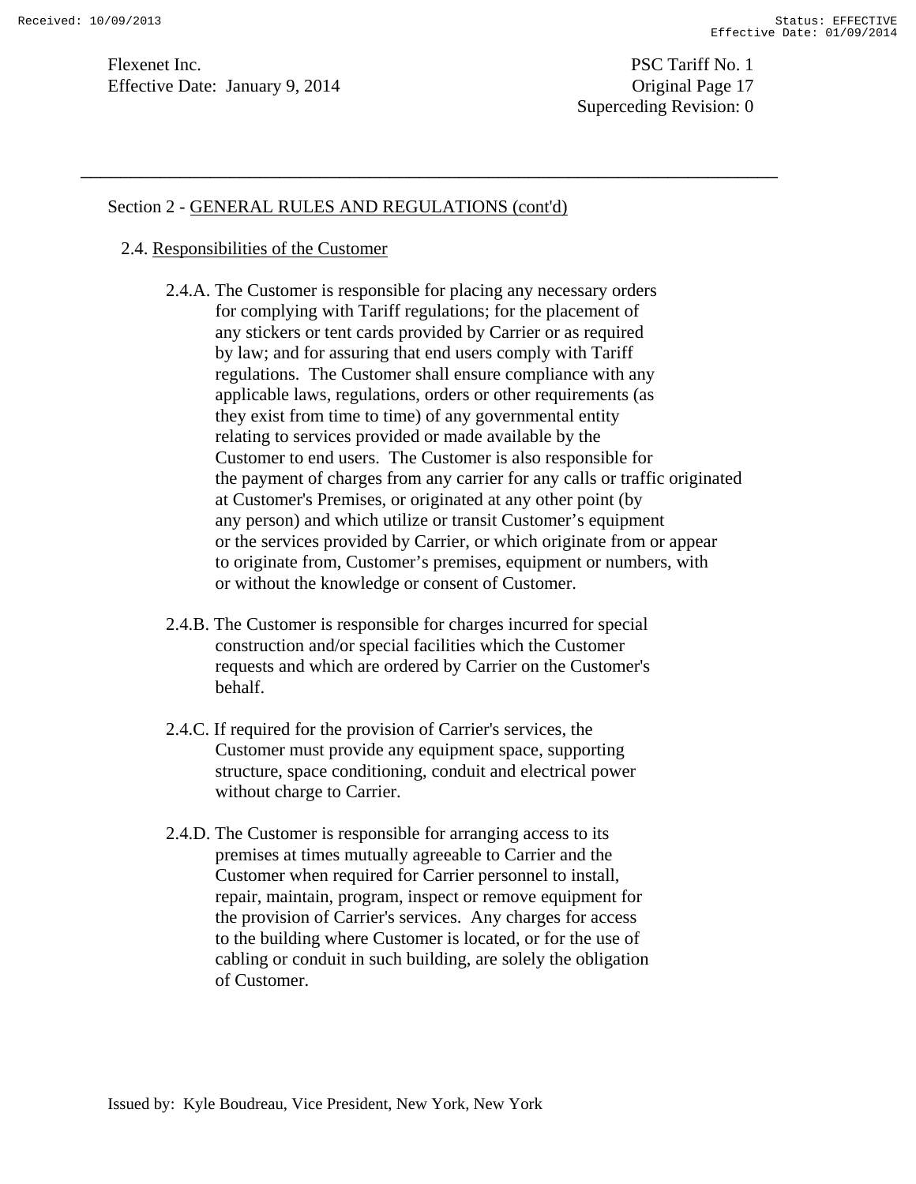## Section 2 - GENERAL RULES AND REGULATIONS (cont'd)

### 2.4. Responsibilities of the Customer

2.4.A. The Customer is responsible for placing any necessary orders for complying with Tariff regulations; for the placement of any stickers or tent cards provided by Carrier or as required by law; and for assuring that end users comply with Tariff regulations. The Customer shall ensure compliance with any applicable laws, regulations, orders or other requirements (as they exist from time to time) of any governmental entity relating to services provided or made available by the Customer to end users. The Customer is also responsible for the payment of charges from any carrier for any calls or traffic originated at Customer's Premises, or originated at any other point (by any person) and which utilize or transit Customer's equipment or the services provided by Carrier, or which originate from or appear to originate from, Customer's premises, equipment or numbers, with or without the knowledge or consent of Customer.

2.4.B. The Customer is responsible for charges incurred for special construction and/or special facilities which the Customer requests and which are ordered by Carrier on the Customer's behalf.

2.4.C. If required for the provision of Carrier's services, the Customer must provide any equipment space, supporting structure, space conditioning, conduit and electrical power without charge to Carrier.

2.4.D. The Customer is responsible for arranging access to its premises at times mutually agreeable to Carrier and the Customer when required for Carrier personnel to install, repair, maintain, program, inspect or remove equipment for the provision of Carrier's services. Any charges for access to the building where Customer is located, or for the use of cabling or conduit in such building, are solely the obligation of Customer.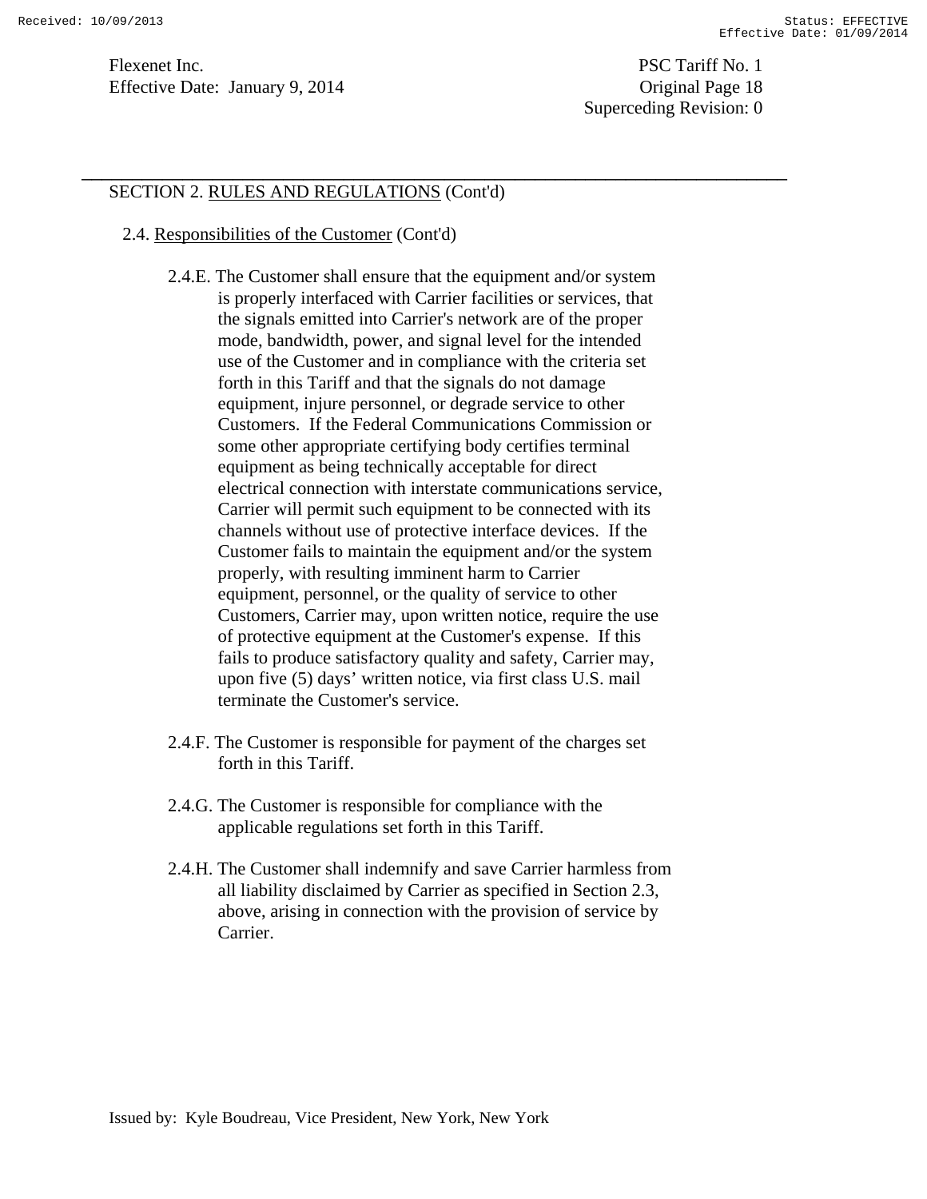SECTION 2. RULES AND REGULATIONS (Cont'd)

2.4. Responsibilities of the Customer (Cont'd)

2.4.E. The Customer shall ensure that the equipment and/or system is properly interfaced with Carrier facilities or services, that the signals emitted into Carrier's network are of the proper mode, bandwidth, power, and signal level for the intended use of the Customer and in compliance with the criteria set forth in this Tariff and that the signals do not damage equipment, injure personnel, or degrade service to other Customers. If the Federal Communications Commission or some other appropriate certifying body certifies terminal equipment as being technically acceptable for direct electrical connection with interstate communications service, Carrier will permit such equipment to be connected with its channels without use of protective interface devices. If the Customer fails to maintain the equipment and/or the system properly, with resulting imminent harm to Carrier equipment, personnel, or the quality of service to other Customers, Carrier may, upon written notice, require the use of protective equipment at the Customer's expense. If this fails to produce satisfactory quality and safety, Carrier may, upon five (5) days' written notice, via first class U.S. mail terminate the Customer's service.

2.4.F. The Customer is responsible for payment of the charges set forth in this Tariff.

2.4.G. The Customer is responsible for compliance with the applicable regulations set forth in this Tariff.

2.4.H. The Customer shall indemnify and save Carrier harmless from all liability disclaimed by Carrier as specified in Section 2.3, above, arising in connection with the provision of service by Carrier.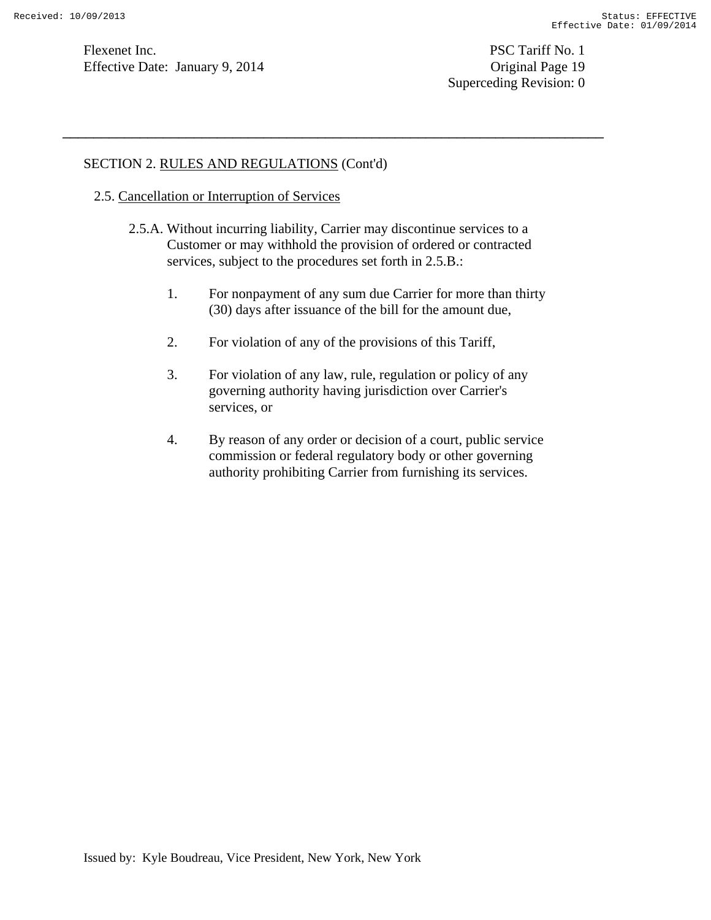SECTION 2. RULES AND REGULATIONS (Cont'd)

2.5. Cancellation or Interruption of Services

2.5.A. Without incurring liability, Carrier may discontinue services to a Customer or may withhold the provision of ordered or contracted services, subject to the procedures set forth in 2.5.B.:

1. For nonpayment of any sum due Carrier for more than thirty (30) days after issuance of the bill for the amount due,

2. For violation of any of the provisions of this Tariff,

3. For violation of any law, rule, regulation or policy of any governing authority having jurisdiction over Carrier's services, or

4. By reason of any order or decision of a court, public service commission or federal regulatory body or other governing authority prohibiting Carrier from furnishing its services.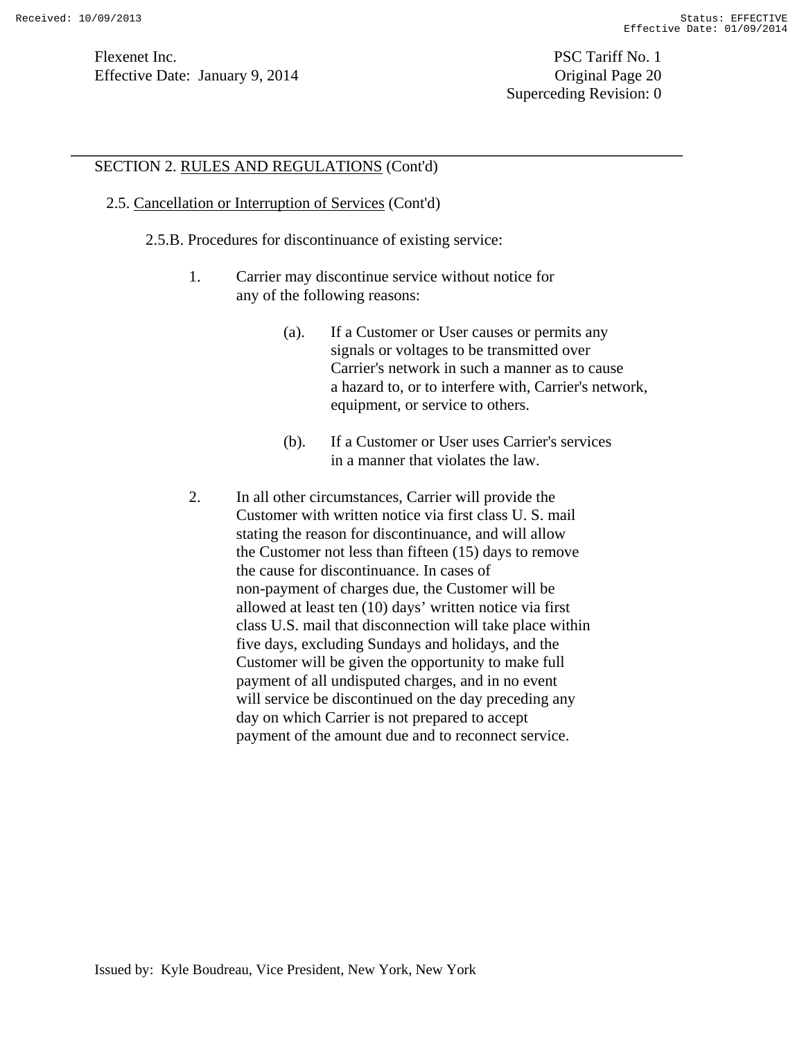SECTION 2. RULES AND REGULATIONS (Cont'd)

2.5. Cancellation or Interruption of Services (Cont'd)

2.5.B. Procedures for discontinuance of existing service:

1. Carrier may discontinue service without notice for any of the following reasons:

   (a). If a Customer or User causes or permits any signals or voltages to be transmitted over Carrier's network in such a manner as to cause a hazard to, or to interfere with, Carrier's network, equipment, or service to others.

   (b). If a Customer or User uses Carrier's services in a manner that violates the law.

2. In all other circumstances, Carrier will provide the Customer with written notice via first class U. S. mail stating the reason for discontinuance, and will allow the Customer not less than fifteen (15) days to remove the cause for discontinuance. In cases of non-payment of charges due, the Customer will be allowed at least ten (10) days' written notice via first class U.S. mail that disconnection will take place within five days, excluding Sundays and holidays, and the Customer will be given the opportunity to make full payment of all undisputed charges, and in no event will service be discontinued on the day preceding any day on which Carrier is not prepared to accept payment of the amount due and to reconnect service.

Issued by: Kyle Boudreau, Vice President, New York, New York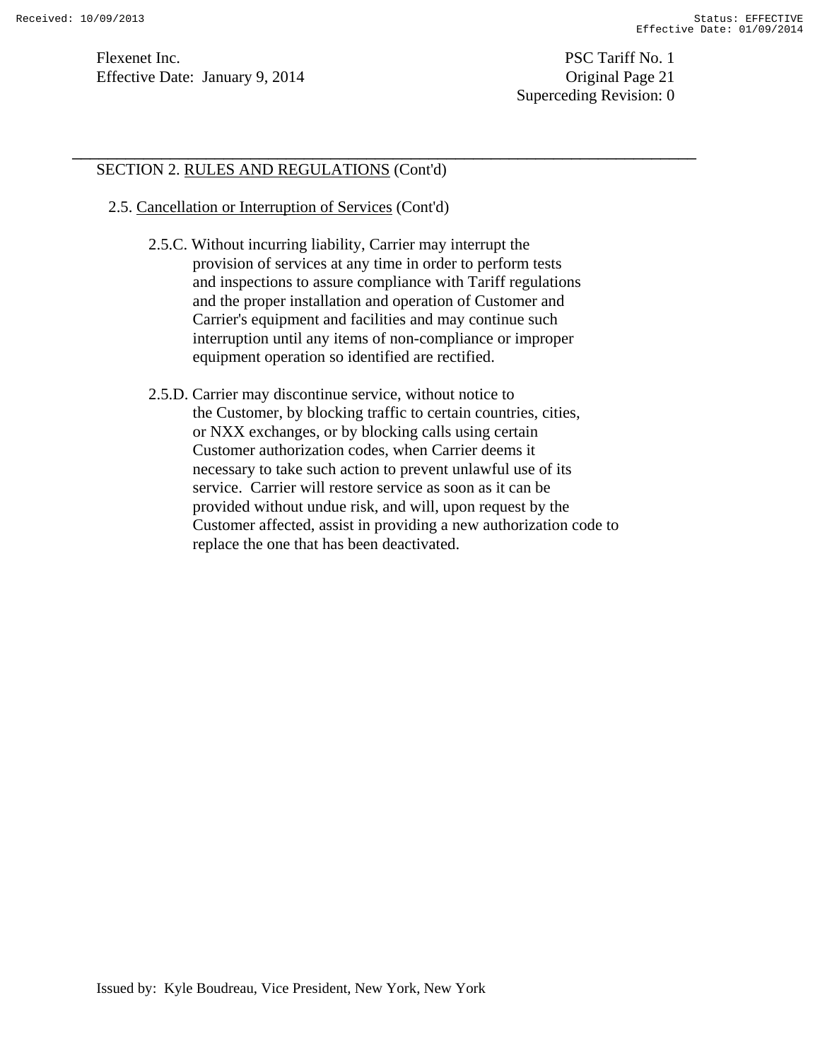SECTION 2. RULES AND REGULATIONS (Cont'd)

2.5. Cancellation or Interruption of Services (Cont'd)

2.5.C. Without incurring liability, Carrier may interrupt the provision of services at any time in order to perform tests and inspections to assure compliance with Tariff regulations and the proper installation and operation of Customer and Carrier's equipment and facilities and may continue such interruption until any items of non-compliance or improper equipment operation so identified are rectified.

2.5.D. Carrier may discontinue service, without notice to the Customer, by blocking traffic to certain countries, cities, or NXX exchanges, or by blocking calls using certain Customer authorization codes, when Carrier deems it necessary to take such action to prevent unlawful use of its service. Carrier will restore service as soon as it can be provided without undue risk, and will, upon request by the Customer affected, assist in providing a new authorization code to replace the one that has been deactivated.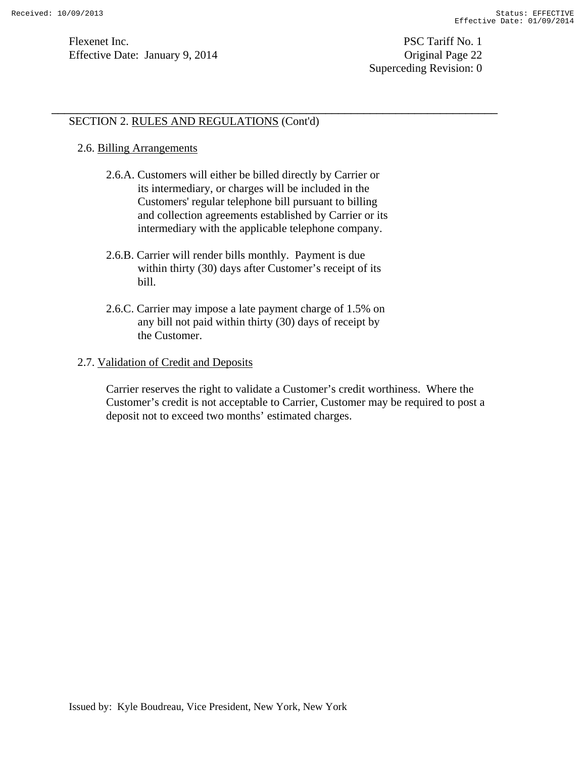## SECTION 2. RULES AND REGULATIONS (Cont'd)

### 2.6. Billing Arrangements

2.6.A. Customers will either be billed directly by Carrier or its intermediary, or charges will be included in the Customers' regular telephone bill pursuant to billing and collection agreements established by Carrier or its intermediary with the applicable telephone company.

2.6.B. Carrier will render bills monthly. Payment is due within thirty (30) days after Customer's receipt of its bill.

2.6.C. Carrier may impose a late payment charge of 1.5% on any bill not paid within thirty (30) days of receipt by the Customer.

### 2.7. Validation of Credit and Deposits

Carrier reserves the right to validate a Customer's credit worthiness. Where the Customer's credit is not acceptable to Carrier, Customer may be required to post a deposit not to exceed two months' estimated charges.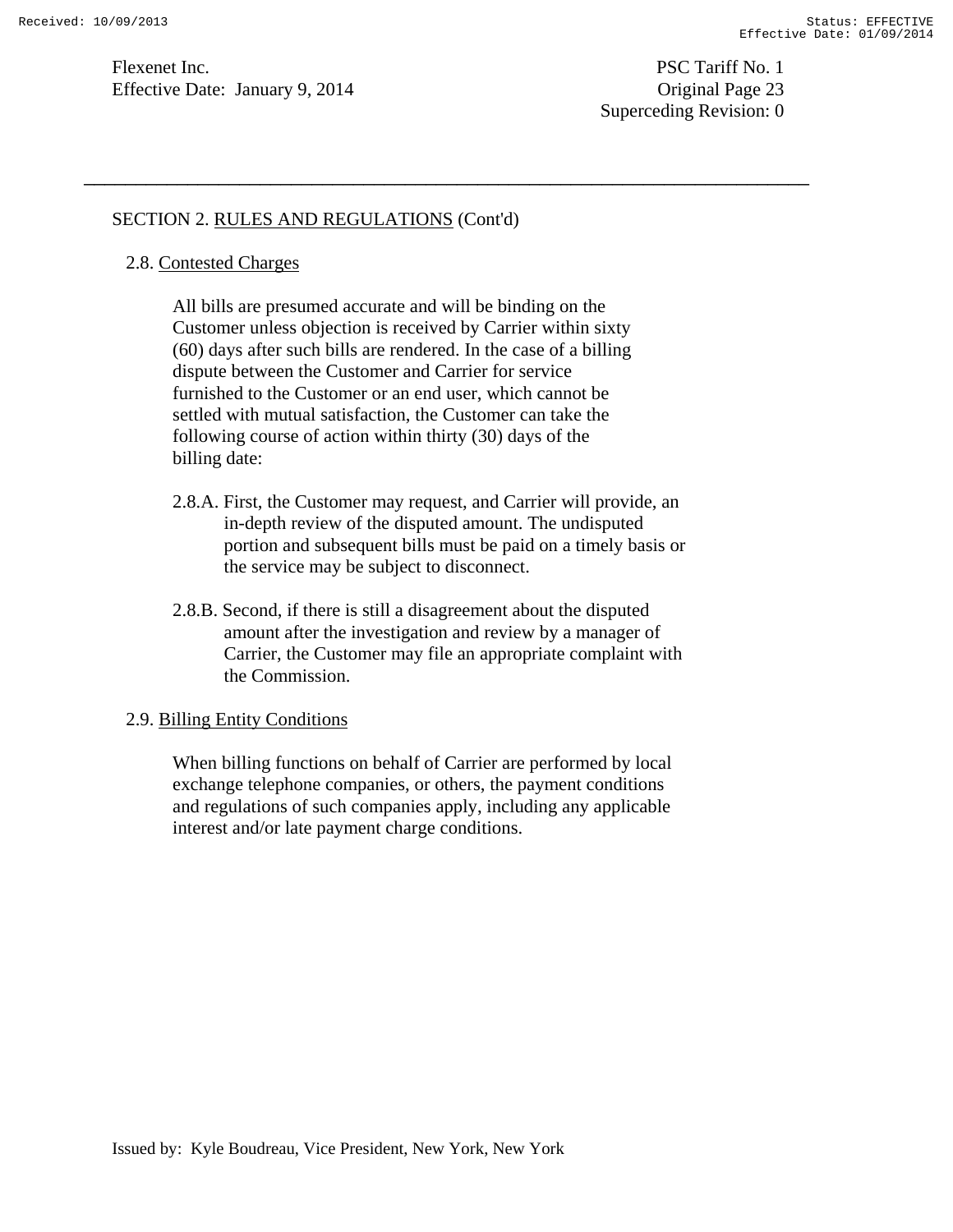SECTION 2. RULES AND REGULATIONS (Cont'd)

## 2.8. Contested Charges

All bills are presumed accurate and will be binding on the Customer unless objection is received by Carrier within sixty (60) days after such bills are rendered. In the case of a billing dispute between the Customer and Carrier for service furnished to the Customer or an end user, which cannot be settled with mutual satisfaction, the Customer can take the following course of action within thirty (30) days of the billing date:

2.8.A. First, the Customer may request, and Carrier will provide, an in-depth review of the disputed amount. The undisputed portion and subsequent bills must be paid on a timely basis or the service may be subject to disconnect.

2.8.B. Second, if there is still a disagreement about the disputed amount after the investigation and review by a manager of Carrier, the Customer may file an appropriate complaint with the Commission.

## 2.9. Billing Entity Conditions

When billing functions on behalf of Carrier are performed by local exchange telephone companies, or others, the payment conditions and regulations of such companies apply, including any applicable interest and/or late payment charge conditions.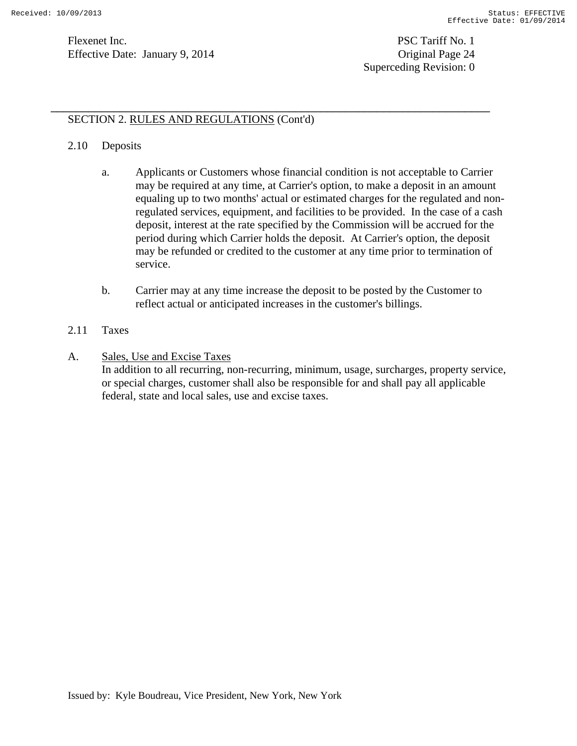## SECTION 2. RULES AND REGULATIONS (Cont'd)

### 2.10 Deposits

a. Applicants or Customers whose financial condition is not acceptable to Carrier may be required at any time, at Carrier's option, to make a deposit in an amount equaling up to two months' actual or estimated charges for the regulated and non-regulated services, equipment, and facilities to be provided. In the case of a cash deposit, interest at the rate specified by the Commission will be accrued for the period during which Carrier holds the deposit. At Carrier's option, the deposit may be refunded or credited to the customer at any time prior to termination of service.

b. Carrier may at any time increase the deposit to be posted by the Customer to reflect actual or anticipated increases in the customer's billings.

### 2.11 Taxes

A. Sales, Use and Excise Taxes

In addition to all recurring, non-recurring, minimum, usage, surcharges, property service, or special charges, customer shall also be responsible for and shall pay all applicable federal, state and local sales, use and excise taxes.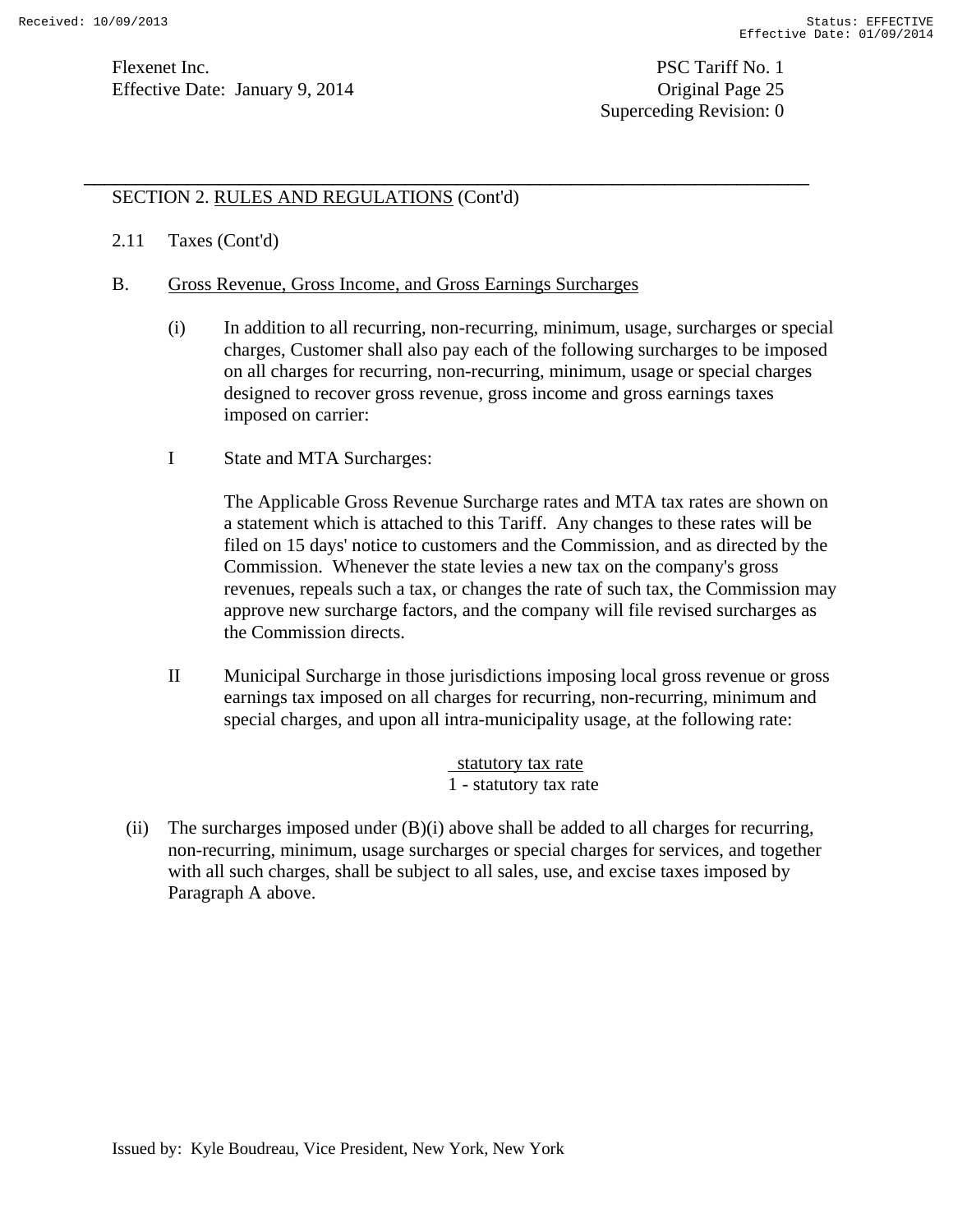SECTION 2. RULES AND REGULATIONS (Cont'd)

2.11 Taxes (Cont'd)

B. Gross Revenue, Gross Income, and Gross Earnings Surcharges

(i) In addition to all recurring, non-recurring, minimum, usage, surcharges or special charges, Customer shall also pay each of the following surcharges to be imposed on all charges for recurring, non-recurring, minimum, usage or special charges designed to recover gross revenue, gross income and gross earnings taxes imposed on carrier:

I State and MTA Surcharges:

The Applicable Gross Revenue Surcharge rates and MTA tax rates are shown on a statement which is attached to this Tariff. Any changes to these rates will be filed on 15 days' notice to customers and the Commission, and as directed by the Commission. Whenever the state levies a new tax on the company's gross revenues, repeals such a tax, or changes the rate of such tax, the Commission may approve new surcharge factors, and the company will file revised surcharges as the Commission directs.

II Municipal Surcharge in those jurisdictions imposing local gross revenue or gross earnings tax imposed on all charges for recurring, non-recurring, minimum and special charges, and upon all intra-municipality usage, at the following rate:

$$\frac{\text{statutory tax rate}}{1 - \text{statutory tax rate}}$$

(ii) The surcharges imposed under (B)(i) above shall be added to all charges for recurring, non-recurring, minimum, usage surcharges or special charges for services, and together with all such charges, shall be subject to all sales, use, and excise taxes imposed by Paragraph A above.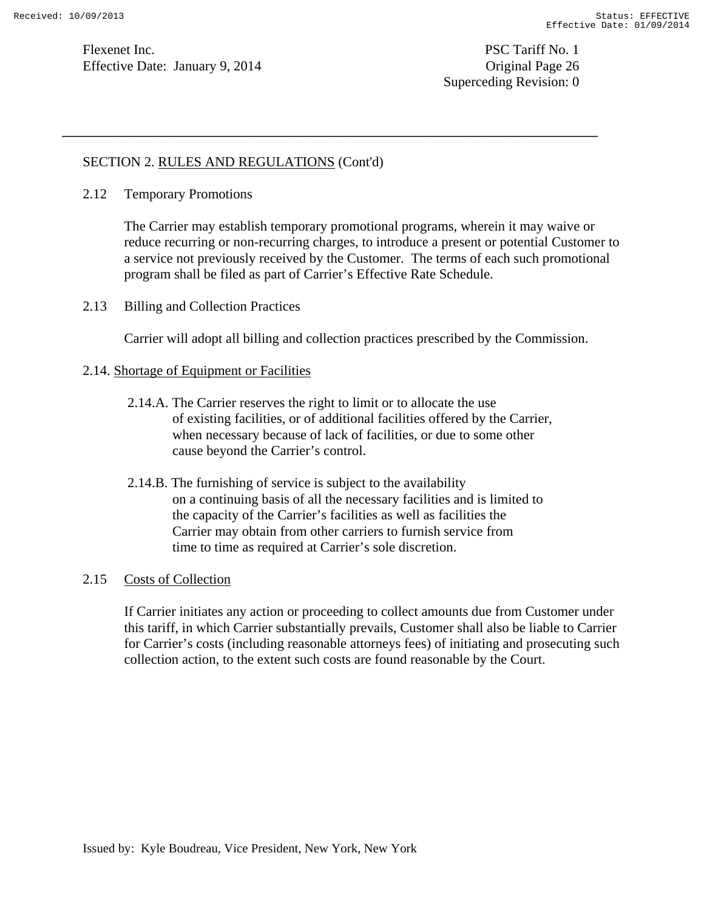## SECTION 2. RULES AND REGULATIONS (Cont'd)

### 2.12 Temporary Promotions

The Carrier may establish temporary promotional programs, wherein it may waive or reduce recurring or non-recurring charges, to introduce a present or potential Customer to a service not previously received by the Customer. The terms of each such promotional program shall be filed as part of Carrier's Effective Rate Schedule.

### 2.13 Billing and Collection Practices

Carrier will adopt all billing and collection practices prescribed by the Commission.

### 2.14. Shortage of Equipment or Facilities

2.14.A. The Carrier reserves the right to limit or to allocate the use of existing facilities, or of additional facilities offered by the Carrier, when necessary because of lack of facilities, or due to some other cause beyond the Carrier's control.

2.14.B. The furnishing of service is subject to the availability on a continuing basis of all the necessary facilities and is limited to the capacity of the Carrier's facilities as well as facilities the Carrier may obtain from other carriers to furnish service from time to time as required at Carrier's sole discretion.

### 2.15 Costs of Collection

If Carrier initiates any action or proceeding to collect amounts due from Customer under this tariff, in which Carrier substantially prevails, Customer shall also be liable to Carrier for Carrier's costs (including reasonable attorneys fees) of initiating and prosecuting such collection action, to the extent such costs are found reasonable by the Court.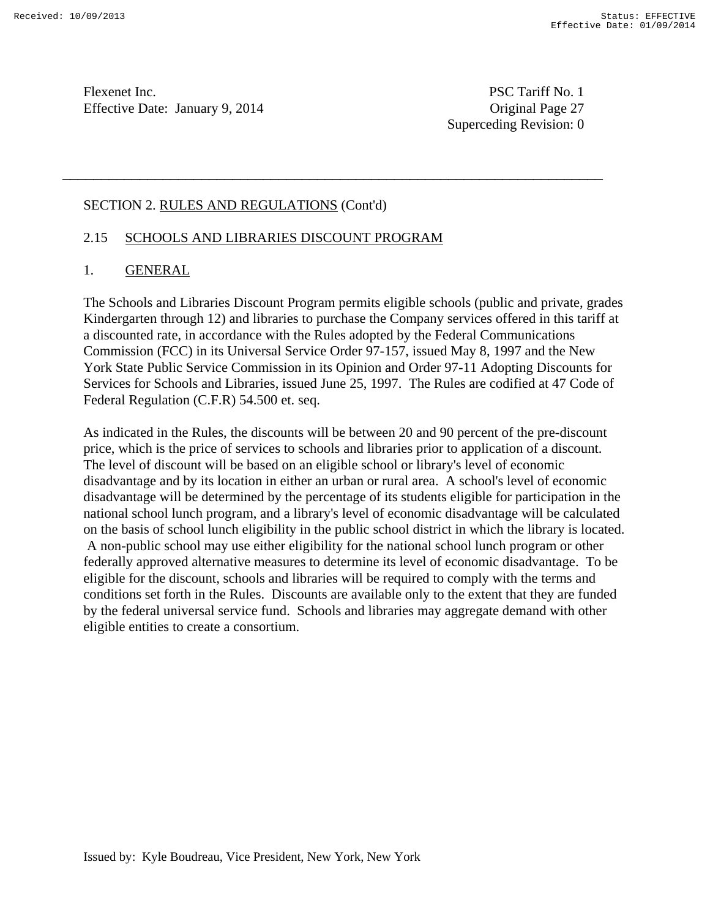## SECTION 2. RULES AND REGULATIONS (Cont'd)

### 2.15 SCHOOLS AND LIBRARIES DISCOUNT PROGRAM

#### 1. GENERAL

The Schools and Libraries Discount Program permits eligible schools (public and private, grades Kindergarten through 12) and libraries to purchase the Company services offered in this tariff at a discounted rate, in accordance with the Rules adopted by the Federal Communications Commission (FCC) in its Universal Service Order 97-157, issued May 8, 1997 and the New York State Public Service Commission in its Opinion and Order 97-11 Adopting Discounts for Services for Schools and Libraries, issued June 25, 1997. The Rules are codified at 47 Code of Federal Regulation (C.F.R) 54.500 et. seq.

As indicated in the Rules, the discounts will be between 20 and 90 percent of the pre-discount price, which is the price of services to schools and libraries prior to application of a discount. The level of discount will be based on an eligible school or library's level of economic disadvantage and by its location in either an urban or rural area. A school's level of economic disadvantage will be determined by the percentage of its students eligible for participation in the national school lunch program, and a library's level of economic disadvantage will be calculated on the basis of school lunch eligibility in the public school district in which the library is located. A non-public school may use either eligibility for the national school lunch program or other federally approved alternative measures to determine its level of economic disadvantage. To be eligible for the discount, schools and libraries will be required to comply with the terms and conditions set forth in the Rules. Discounts are available only to the extent that they are funded by the federal universal service fund. Schools and libraries may aggregate demand with other eligible entities to create a consortium.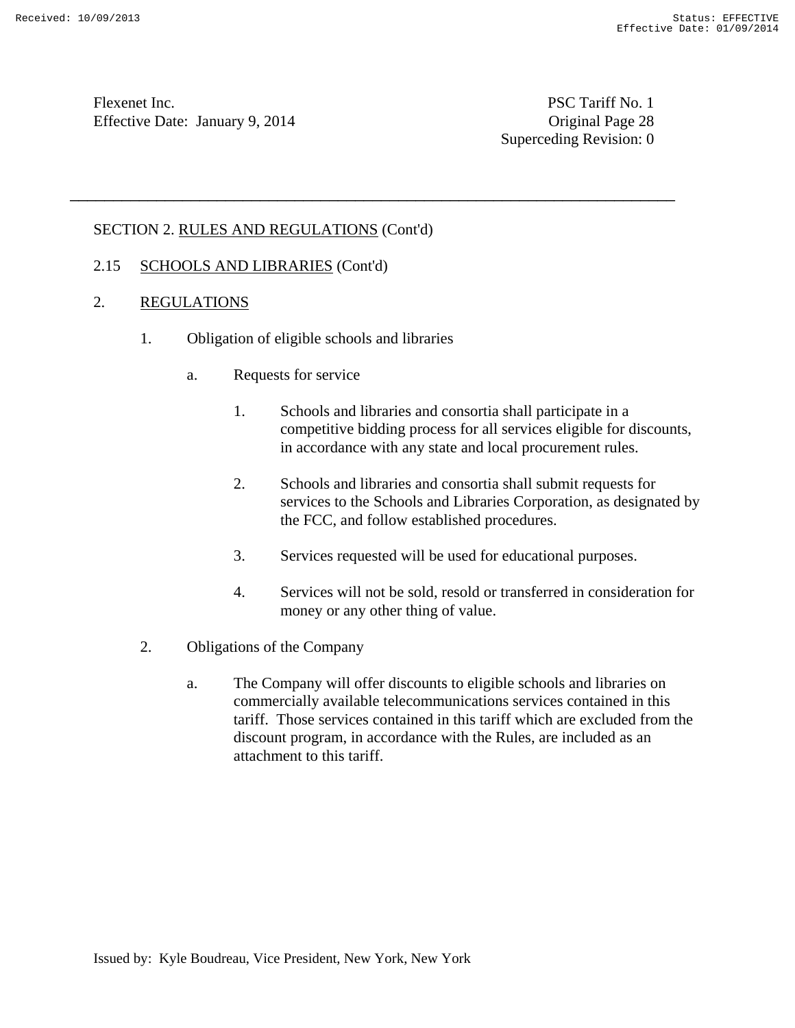SECTION 2. RULES AND REGULATIONS (Cont'd)

2.15 SCHOOLS AND LIBRARIES (Cont'd)

2. REGULATIONS

   1. Obligation of eligible schools and libraries

      a. Requests for service

         1. Schools and libraries and consortia shall participate in a competitive bidding process for all services eligible for discounts, in accordance with any state and local procurement rules.

         2. Schools and libraries and consortia shall submit requests for services to the Schools and Libraries Corporation, as designated by the FCC, and follow established procedures.

         3. Services requested will be used for educational purposes.

         4. Services will not be sold, resold or transferred in consideration for money or any other thing of value.

   2. Obligations of the Company

      a. The Company will offer discounts to eligible schools and libraries on commercially available telecommunications services contained in this tariff. Those services contained in this tariff which are excluded from the discount program, in accordance with the Rules, are included as an attachment to this tariff.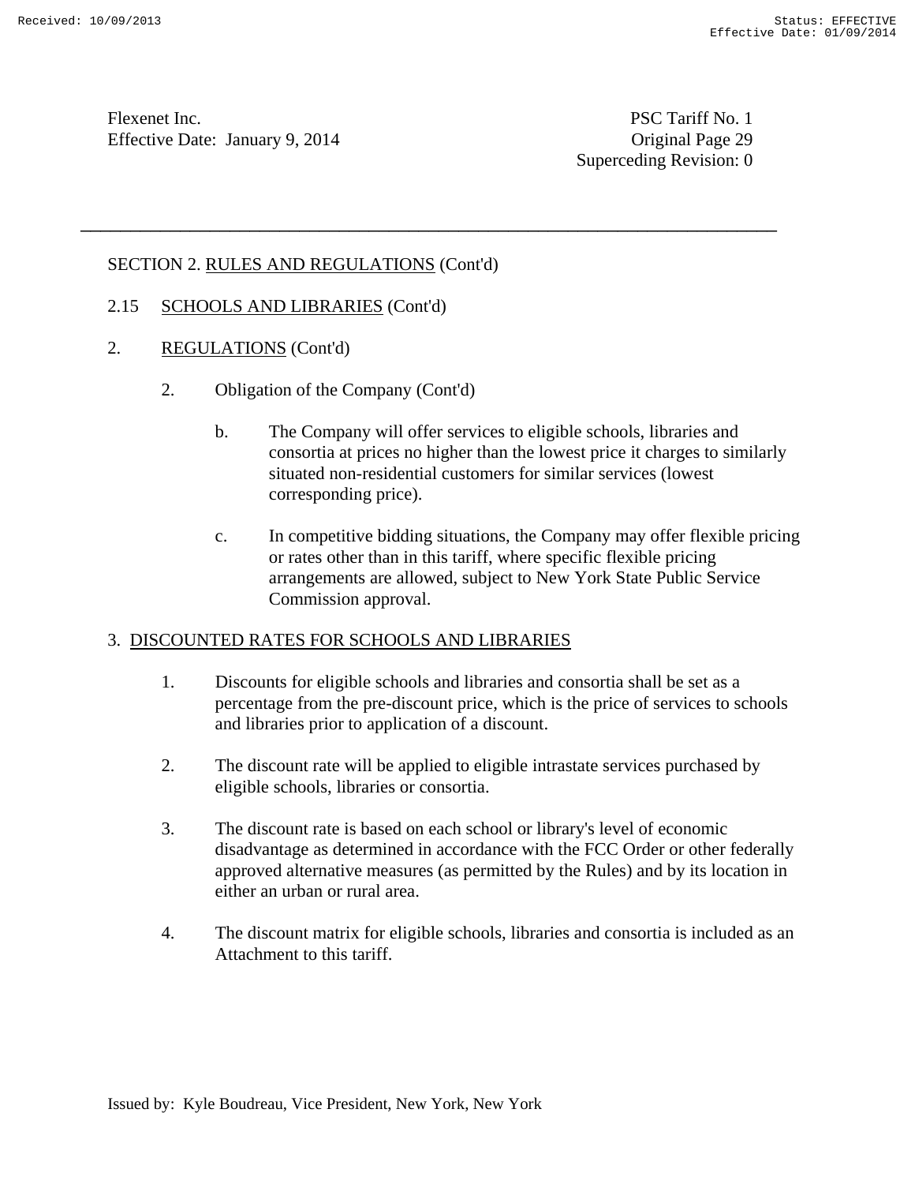SECTION 2. RULES AND REGULATIONS (Cont'd)

2.15 SCHOOLS AND LIBRARIES (Cont'd)

2. REGULATIONS (Cont'd)

   2. Obligation of the Company (Cont'd)

      b. The Company will offer services to eligible schools, libraries and consortia at prices no higher than the lowest price it charges to similarly situated non-residential customers for similar services (lowest corresponding price).

      c. In competitive bidding situations, the Company may offer flexible pricing or rates other than in this tariff, where specific flexible pricing arrangements are allowed, subject to New York State Public Service Commission approval.

3. DISCOUNTED RATES FOR SCHOOLS AND LIBRARIES

   1. Discounts for eligible schools and libraries and consortia shall be set as a percentage from the pre-discount price, which is the price of services to schools and libraries prior to application of a discount.

   2. The discount rate will be applied to eligible intrastate services purchased by eligible schools, libraries or consortia.

   3. The discount rate is based on each school or library's level of economic disadvantage as determined in accordance with the FCC Order or other federally approved alternative measures (as permitted by the Rules) and by its location in either an urban or rural area.

   4. The discount matrix for eligible schools, libraries and consortia is included as an Attachment to this tariff.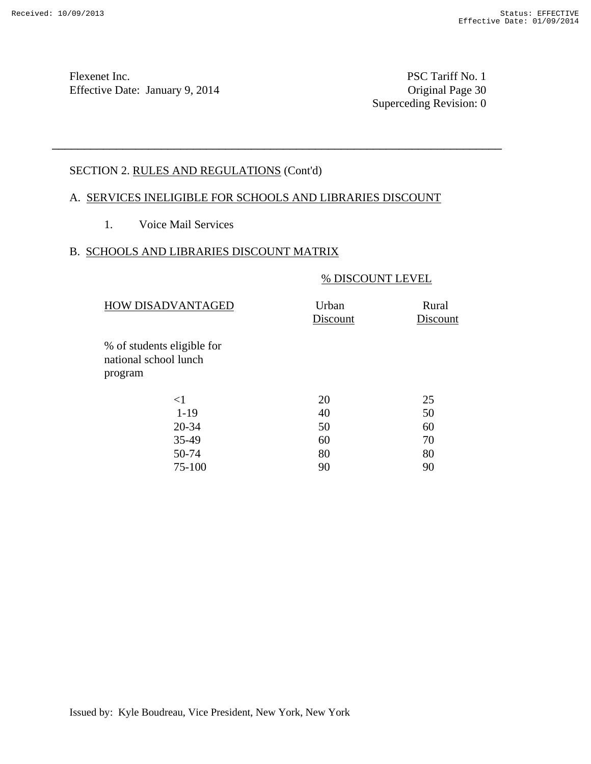Flexenet Inc.
Effective Date: January 9, 2014

PSC Tariff No. 1
Original Page 30
Superceding Revision: 0

---

SECTION 2. RULES AND REGULATIONS (Cont'd)

A. SERVICES INELIGIBLE FOR SCHOOLS AND LIBRARIES DISCOUNT

1. Voice Mail Services

B. SCHOOLS AND LIBRARIES DISCOUNT MATRIX

| HOW DISADVANTAGED | % DISCOUNT LEVEL | |
|---|---|---|
| | Urban Discount | Rural Discount |
| % of students eligible for national school lunch program | | |
| <1 | 20 | 25 |
| 1-19 | 40 | 50 |
| 20-34 | 50 | 60 |
| 35-49 | 60 | 70 |
| 50-74 | 80 | 80 |
| 75-100 | 90 | 90 |

Issued by: Kyle Boudreau, Vice President, New York, New York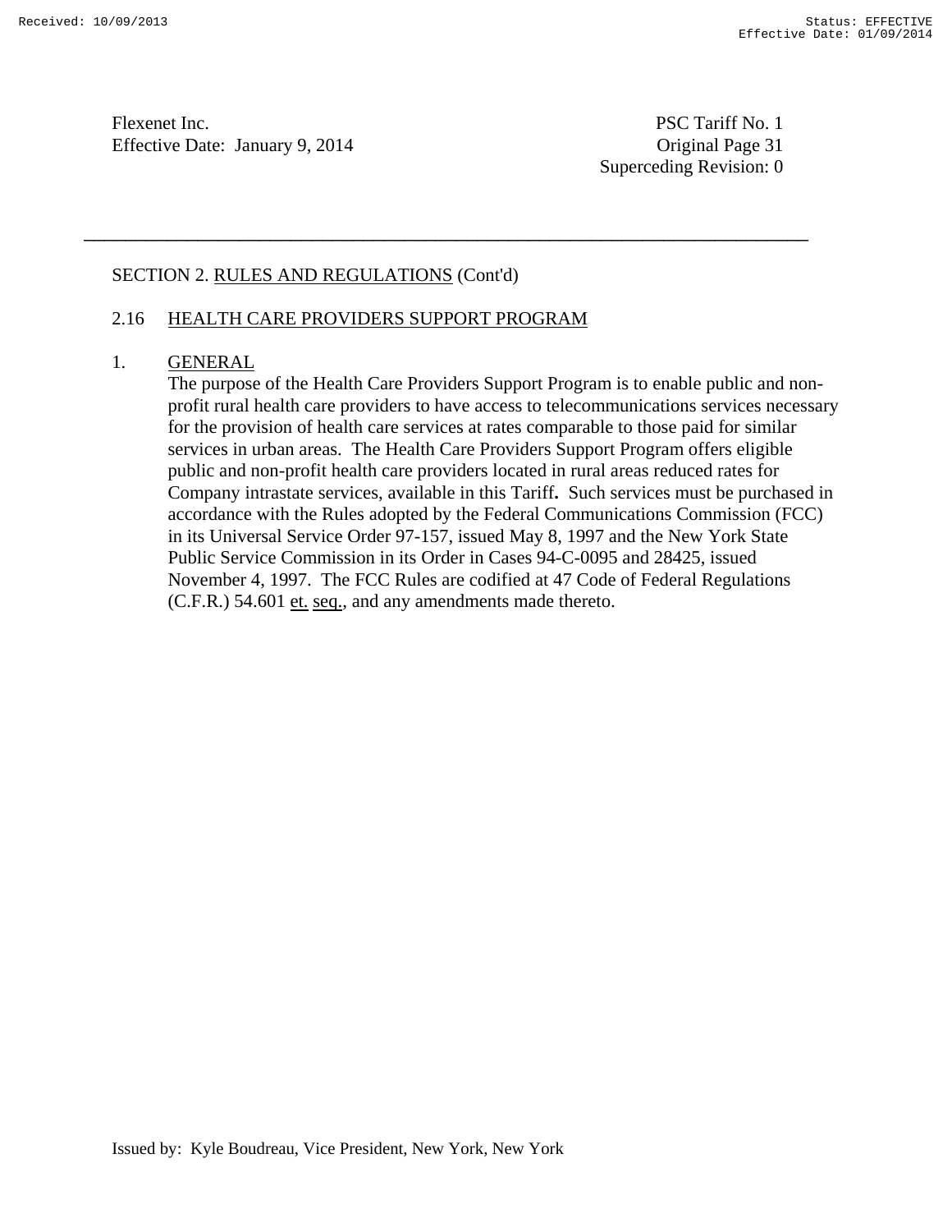SECTION 2. RULES AND REGULATIONS (Cont'd)

## 2.16 HEALTH CARE PROVIDERS SUPPORT PROGRAM

### 1. GENERAL

The purpose of the Health Care Providers Support Program is to enable public and non-profit rural health care providers to have access to telecommunications services necessary for the provision of health care services at rates comparable to those paid for similar services in urban areas. The Health Care Providers Support Program offers eligible public and non-profit health care providers located in rural areas reduced rates for Company intrastate services, available in this Tariff**.** Such services must be purchased in accordance with the Rules adopted by the Federal Communications Commission (FCC) in its Universal Service Order 97-157, issued May 8, 1997 and the New York State Public Service Commission in its Order in Cases 94-C-0095 and 28425, issued November 4, 1997. The FCC Rules are codified at 47 Code of Federal Regulations (C.F.R.) 54.601 et. seq., and any amendments made thereto.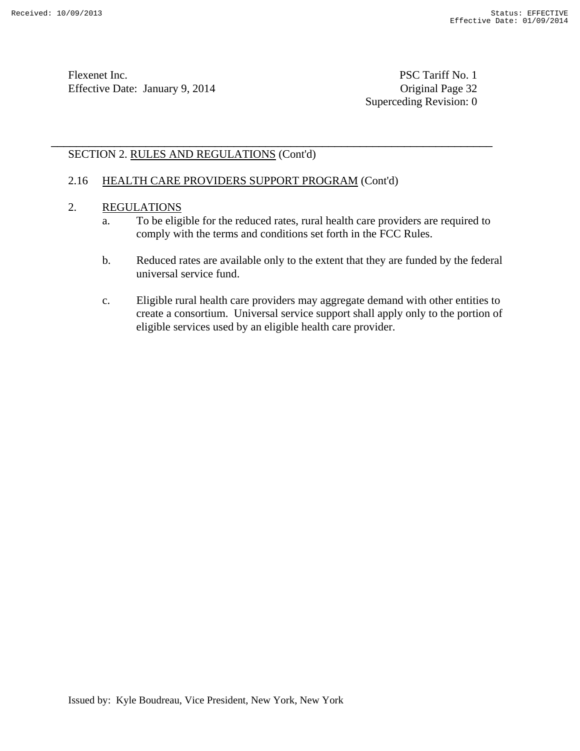SECTION 2. RULES AND REGULATIONS (Cont'd)

2.16 HEALTH CARE PROVIDERS SUPPORT PROGRAM (Cont'd)

2. REGULATIONS

   a. To be eligible for the reduced rates, rural health care providers are required to comply with the terms and conditions set forth in the FCC Rules.

   b. Reduced rates are available only to the extent that they are funded by the federal universal service fund.

   c. Eligible rural health care providers may aggregate demand with other entities to create a consortium. Universal service support shall apply only to the portion of eligible services used by an eligible health care provider.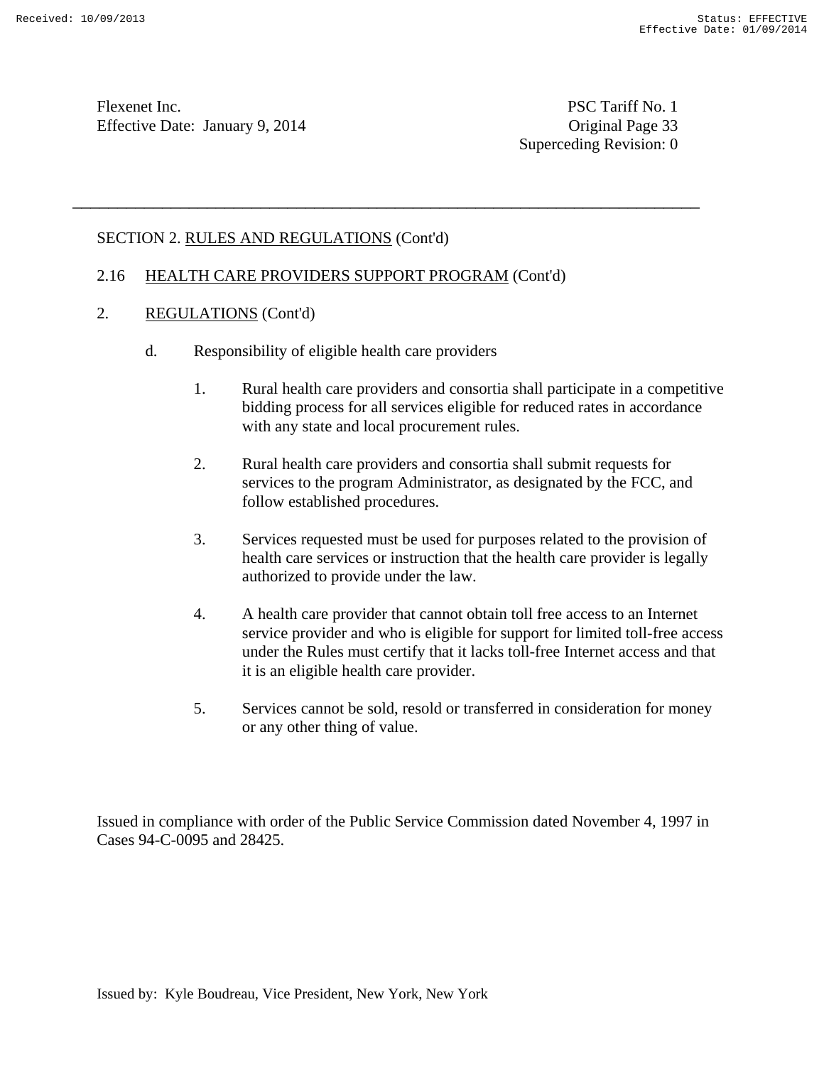SECTION 2. RULES AND REGULATIONS (Cont'd)

2.16 HEALTH CARE PROVIDERS SUPPORT PROGRAM (Cont'd)

2. REGULATIONS (Cont'd)

d. Responsibility of eligible health care providers

1. Rural health care providers and consortia shall participate in a competitive bidding process for all services eligible for reduced rates in accordance with any state and local procurement rules.

2. Rural health care providers and consortia shall submit requests for services to the program Administrator, as designated by the FCC, and follow established procedures.

3. Services requested must be used for purposes related to the provision of health care services or instruction that the health care provider is legally authorized to provide under the law.

4. A health care provider that cannot obtain toll free access to an Internet service provider and who is eligible for support for limited toll-free access under the Rules must certify that it lacks toll-free Internet access and that it is an eligible health care provider.

5. Services cannot be sold, resold or transferred in consideration for money or any other thing of value.

Issued in compliance with order of the Public Service Commission dated November 4, 1997 in Cases 94-C-0095 and 28425.

Issued by: Kyle Boudreau, Vice President, New York, New York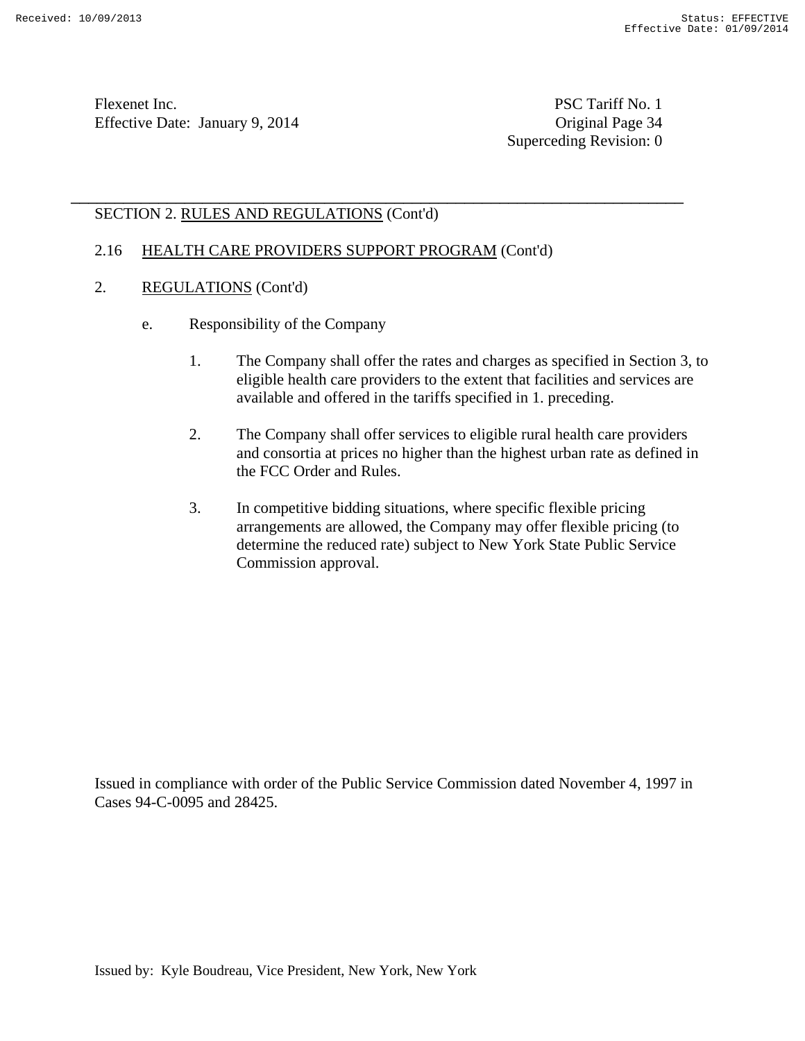Flexenet Inc.
Effective Date: January 9, 2014

PSC Tariff No. 1
Original Page 34
Superceding Revision: 0

SECTION 2. RULES AND REGULATIONS (Cont'd)

2.16 HEALTH CARE PROVIDERS SUPPORT PROGRAM (Cont'd)

2. REGULATIONS (Cont'd)

e. Responsibility of the Company

1. The Company shall offer the rates and charges as specified in Section 3, to eligible health care providers to the extent that facilities and services are available and offered in the tariffs specified in 1. preceding.

2. The Company shall offer services to eligible rural health care providers and consortia at prices no higher than the highest urban rate as defined in the FCC Order and Rules.

3. In competitive bidding situations, where specific flexible pricing arrangements are allowed, the Company may offer flexible pricing (to determine the reduced rate) subject to New York State Public Service Commission approval.

Issued in compliance with order of the Public Service Commission dated November 4, 1997 in Cases 94-C-0095 and 28425.

Issued by: Kyle Boudreau, Vice President, New York, New York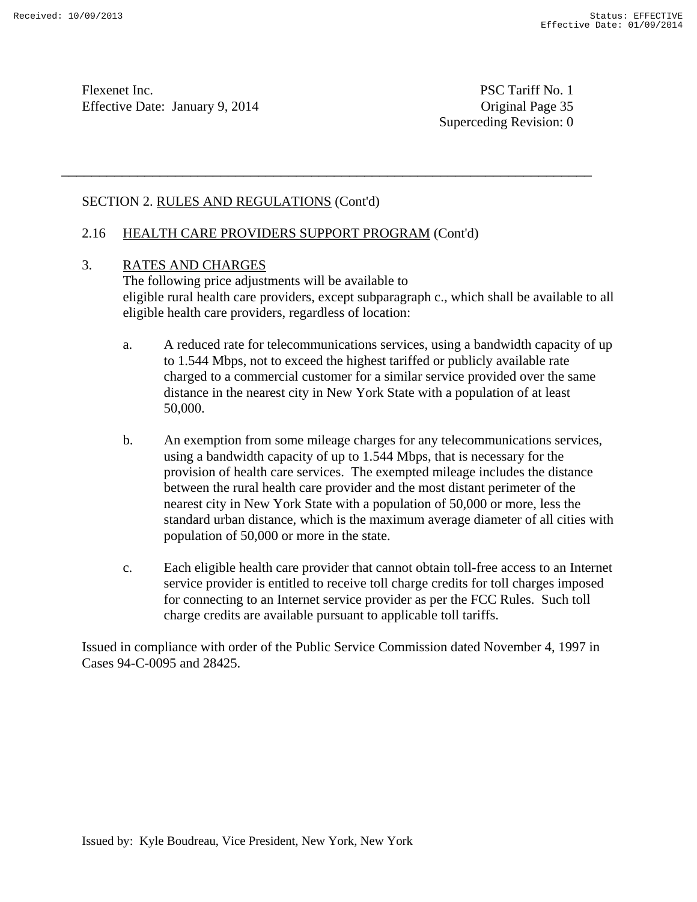Flexenet Inc.
Effective Date: January 9, 2014

PSC Tariff No. 1
Original Page 35
Superceding Revision: 0

---

SECTION 2. RULES AND REGULATIONS (Cont'd)

2.16 HEALTH CARE PROVIDERS SUPPORT PROGRAM (Cont'd)

3. RATES AND CHARGES

The following price adjustments will be available to eligible rural health care providers, except subparagraph c., which shall be available to all eligible health care providers, regardless of location:

a. A reduced rate for telecommunications services, using a bandwidth capacity of up to 1.544 Mbps, not to exceed the highest tariffed or publicly available rate charged to a commercial customer for a similar service provided over the same distance in the nearest city in New York State with a population of at least 50,000.

b. An exemption from some mileage charges for any telecommunications services, using a bandwidth capacity of up to 1.544 Mbps, that is necessary for the provision of health care services. The exempted mileage includes the distance between the rural health care provider and the most distant perimeter of the nearest city in New York State with a population of 50,000 or more, less the standard urban distance, which is the maximum average diameter of all cities with population of 50,000 or more in the state.

c. Each eligible health care provider that cannot obtain toll-free access to an Internet service provider is entitled to receive toll charge credits for toll charges imposed for connecting to an Internet service provider as per the FCC Rules. Such toll charge credits are available pursuant to applicable toll tariffs.

Issued in compliance with order of the Public Service Commission dated November 4, 1997 in Cases 94-C-0095 and 28425.

Issued by: Kyle Boudreau, Vice President, New York, New York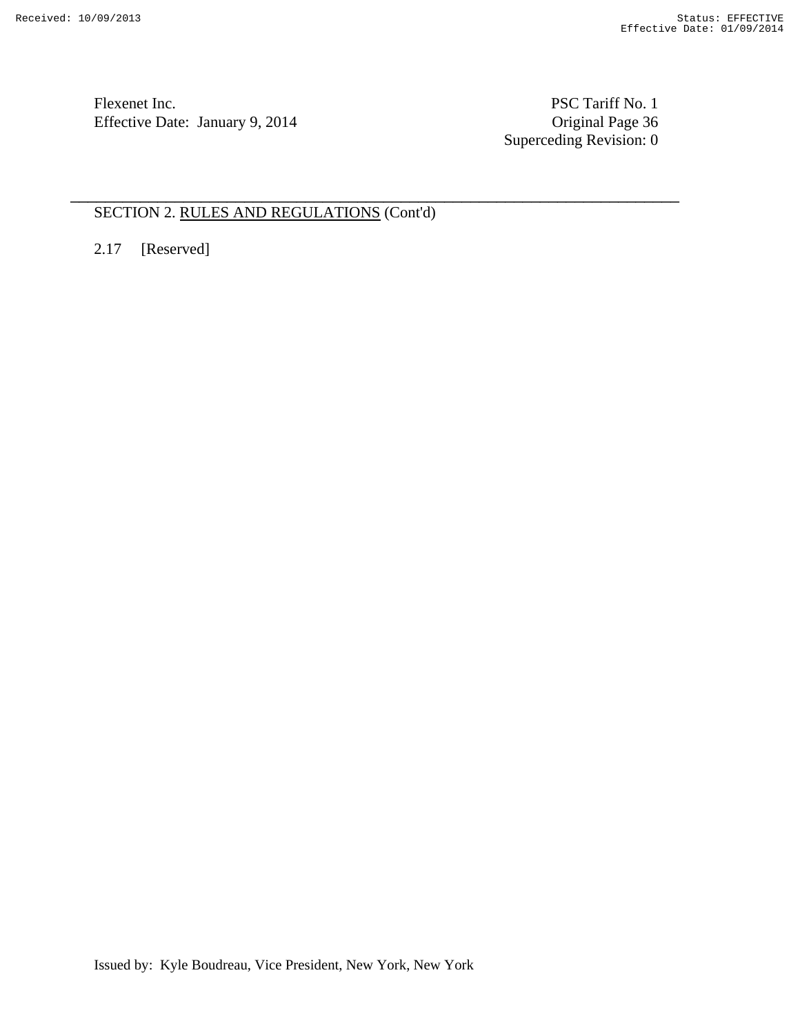SECTION 2. RULES AND REGULATIONS (Cont'd)

2.17 [Reserved]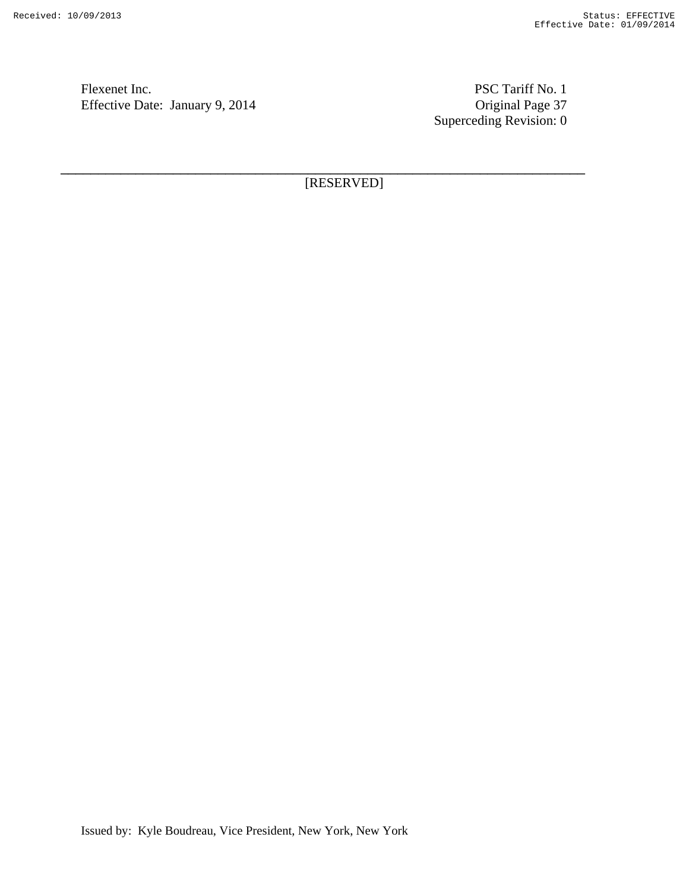Flexenet Inc.
Effective Date: January 9, 2014

PSC Tariff No. 1
Original Page 37
Superceding Revision: 0

---

[RESERVED]

Issued by: Kyle Boudreau, Vice President, New York, New York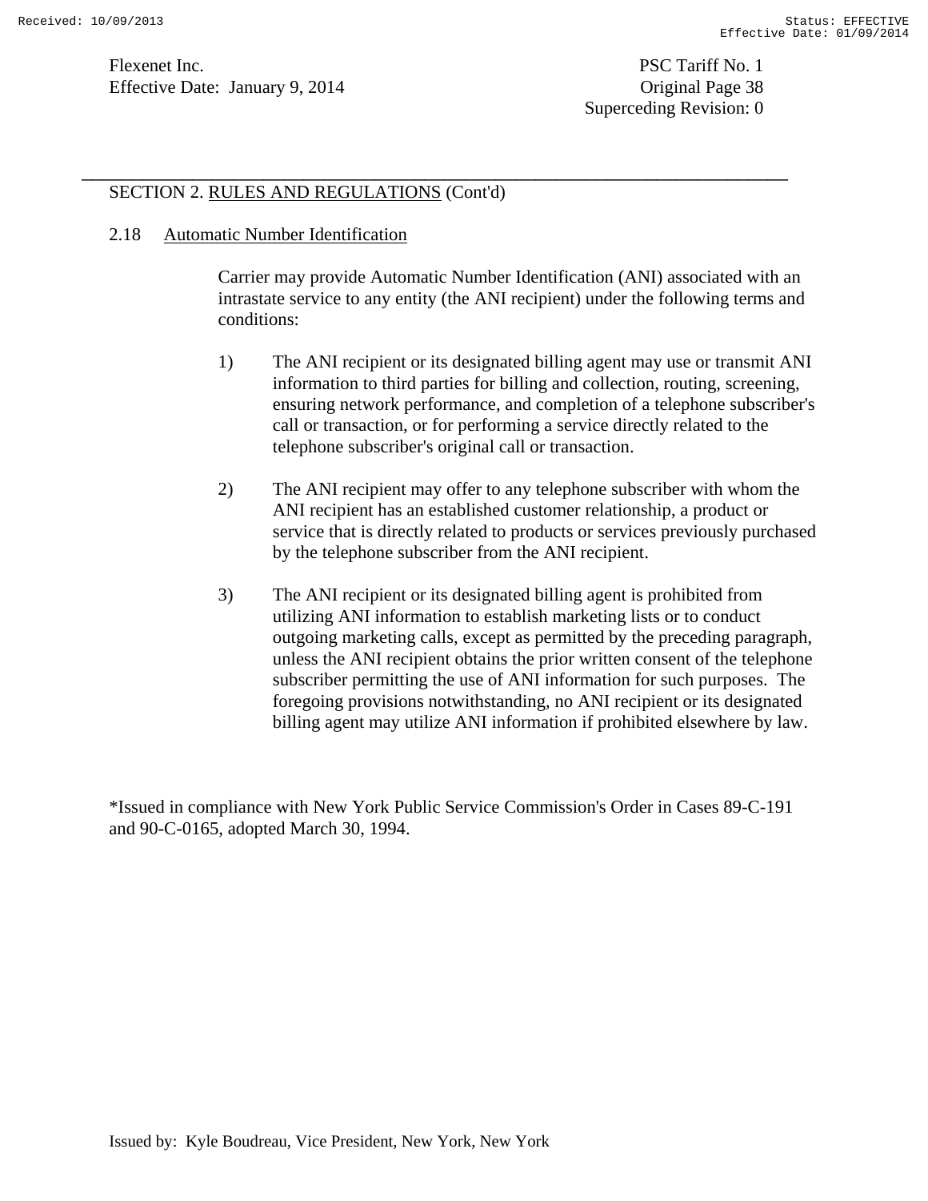## SECTION 2. RULES AND REGULATIONS (Cont'd)

### 2.18 Automatic Number Identification

Carrier may provide Automatic Number Identification (ANI) associated with an intrastate service to any entity (the ANI recipient) under the following terms and conditions:

1) The ANI recipient or its designated billing agent may use or transmit ANI information to third parties for billing and collection, routing, screening, ensuring network performance, and completion of a telephone subscriber's call or transaction, or for performing a service directly related to the telephone subscriber's original call or transaction.

2) The ANI recipient may offer to any telephone subscriber with whom the ANI recipient has an established customer relationship, a product or service that is directly related to products or services previously purchased by the telephone subscriber from the ANI recipient.

3) The ANI recipient or its designated billing agent is prohibited from utilizing ANI information to establish marketing lists or to conduct outgoing marketing calls, except as permitted by the preceding paragraph, unless the ANI recipient obtains the prior written consent of the telephone subscriber permitting the use of ANI information for such purposes. The foregoing provisions notwithstanding, no ANI recipient or its designated billing agent may utilize ANI information if prohibited elsewhere by law.

*Issued in compliance with New York Public Service Commission's Order in Cases 89-C-191 and 90-C-0165, adopted March 30, 1994.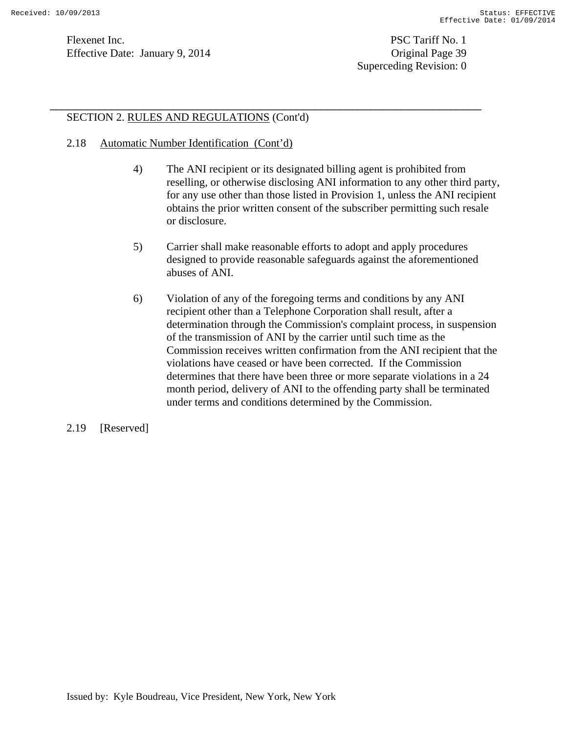SECTION 2. RULES AND REGULATIONS (Cont'd)

2.18 Automatic Number Identification (Cont'd)

4) The ANI recipient or its designated billing agent is prohibited from reselling, or otherwise disclosing ANI information to any other third party, for any use other than those listed in Provision 1, unless the ANI recipient obtains the prior written consent of the subscriber permitting such resale or disclosure.

5) Carrier shall make reasonable efforts to adopt and apply procedures designed to provide reasonable safeguards against the aforementioned abuses of ANI.

6) Violation of any of the foregoing terms and conditions by any ANI recipient other than a Telephone Corporation shall result, after a determination through the Commission's complaint process, in suspension of the transmission of ANI by the carrier until such time as the Commission receives written confirmation from the ANI recipient that the violations have ceased or have been corrected. If the Commission determines that there have been three or more separate violations in a 24 month period, delivery of ANI to the offending party shall be terminated under terms and conditions determined by the Commission.

2.19 [Reserved]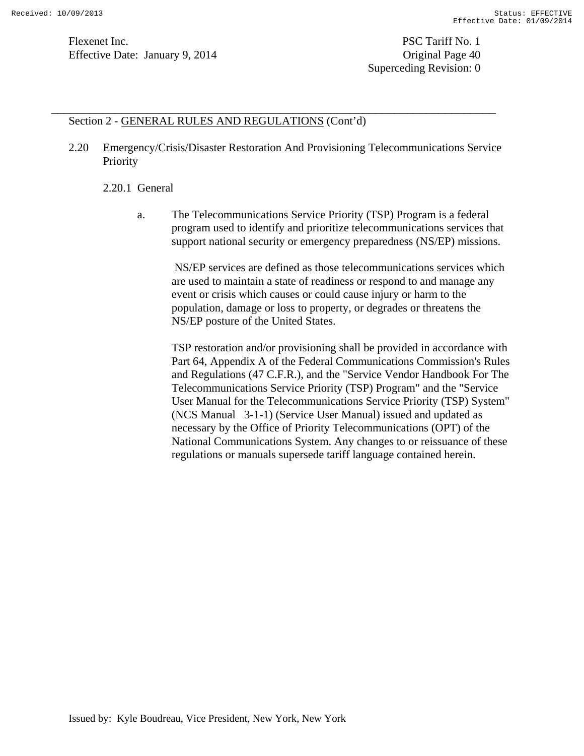Section 2 - GENERAL RULES AND REGULATIONS (Cont'd)

2.20 Emergency/Crisis/Disaster Restoration And Provisioning Telecommunications Service Priority

2.20.1 General

a. The Telecommunications Service Priority (TSP) Program is a federal program used to identify and prioritize telecommunications services that support national security or emergency preparedness (NS/EP) missions.

NS/EP services are defined as those telecommunications services which are used to maintain a state of readiness or respond to and manage any event or crisis which causes or could cause injury or harm to the population, damage or loss to property, or degrades or threatens the NS/EP posture of the United States.

TSP restoration and/or provisioning shall be provided in accordance with Part 64, Appendix A of the Federal Communications Commission's Rules and Regulations (47 C.F.R.), and the "Service Vendor Handbook For The Telecommunications Service Priority (TSP) Program" and the "Service User Manual for the Telecommunications Service Priority (TSP) System" (NCS Manual 3-1-1) (Service User Manual) issued and updated as necessary by the Office of Priority Telecommunications (OPT) of the National Communications System. Any changes to or reissuance of these regulations or manuals supersede tariff language contained herein.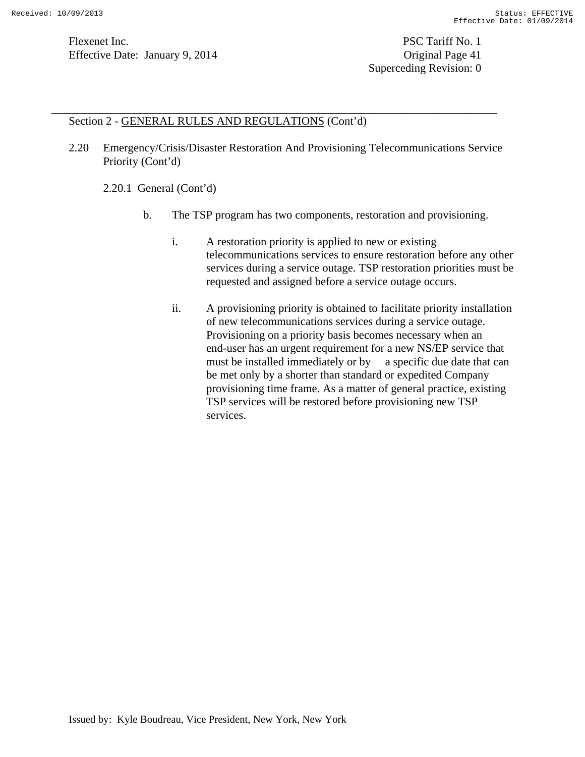Section 2 - GENERAL RULES AND REGULATIONS (Cont'd)

2.20 Emergency/Crisis/Disaster Restoration And Provisioning Telecommunications Service Priority (Cont'd)

2.20.1 General (Cont'd)

b. The TSP program has two components, restoration and provisioning.

i. A restoration priority is applied to new or existing telecommunications services to ensure restoration before any other services during a service outage. TSP restoration priorities must be requested and assigned before a service outage occurs.

ii. A provisioning priority is obtained to facilitate priority installation of new telecommunications services during a service outage. Provisioning on a priority basis becomes necessary when an end-user has an urgent requirement for a new NS/EP service that must be installed immediately or by a specific due date that can be met only by a shorter than standard or expedited Company provisioning time frame. As a matter of general practice, existing TSP services will be restored before provisioning new TSP services.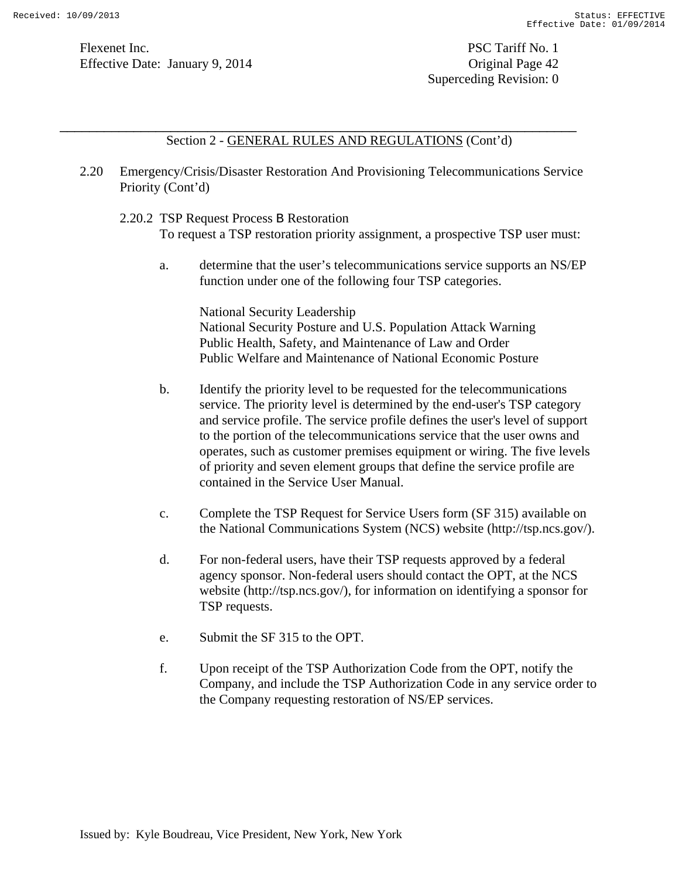Section 2 - GENERAL RULES AND REGULATIONS (Cont'd)

2.20 Emergency/Crisis/Disaster Restoration And Provisioning Telecommunications Service Priority (Cont'd)

2.20.2 TSP Request Process B Restoration

To request a TSP restoration priority assignment, a prospective TSP user must:

a. determine that the user's telecommunications service supports an NS/EP function under one of the following four TSP categories.

   National Security Leadership
   National Security Posture and U.S. Population Attack Warning
   Public Health, Safety, and Maintenance of Law and Order
   Public Welfare and Maintenance of National Economic Posture

b. Identify the priority level to be requested for the telecommunications service. The priority level is determined by the end-user's TSP category and service profile. The service profile defines the user's level of support to the portion of the telecommunications service that the user owns and operates, such as customer premises equipment or wiring. The five levels of priority and seven element groups that define the service profile are contained in the Service User Manual.

c. Complete the TSP Request for Service Users form (SF 315) available on the National Communications System (NCS) website (http://tsp.ncs.gov/).

d. For non-federal users, have their TSP requests approved by a federal agency sponsor. Non-federal users should contact the OPT, at the NCS website (http://tsp.ncs.gov/), for information on identifying a sponsor for TSP requests.

e. Submit the SF 315 to the OPT.

f. Upon receipt of the TSP Authorization Code from the OPT, notify the Company, and include the TSP Authorization Code in any service order to the Company requesting restoration of NS/EP services.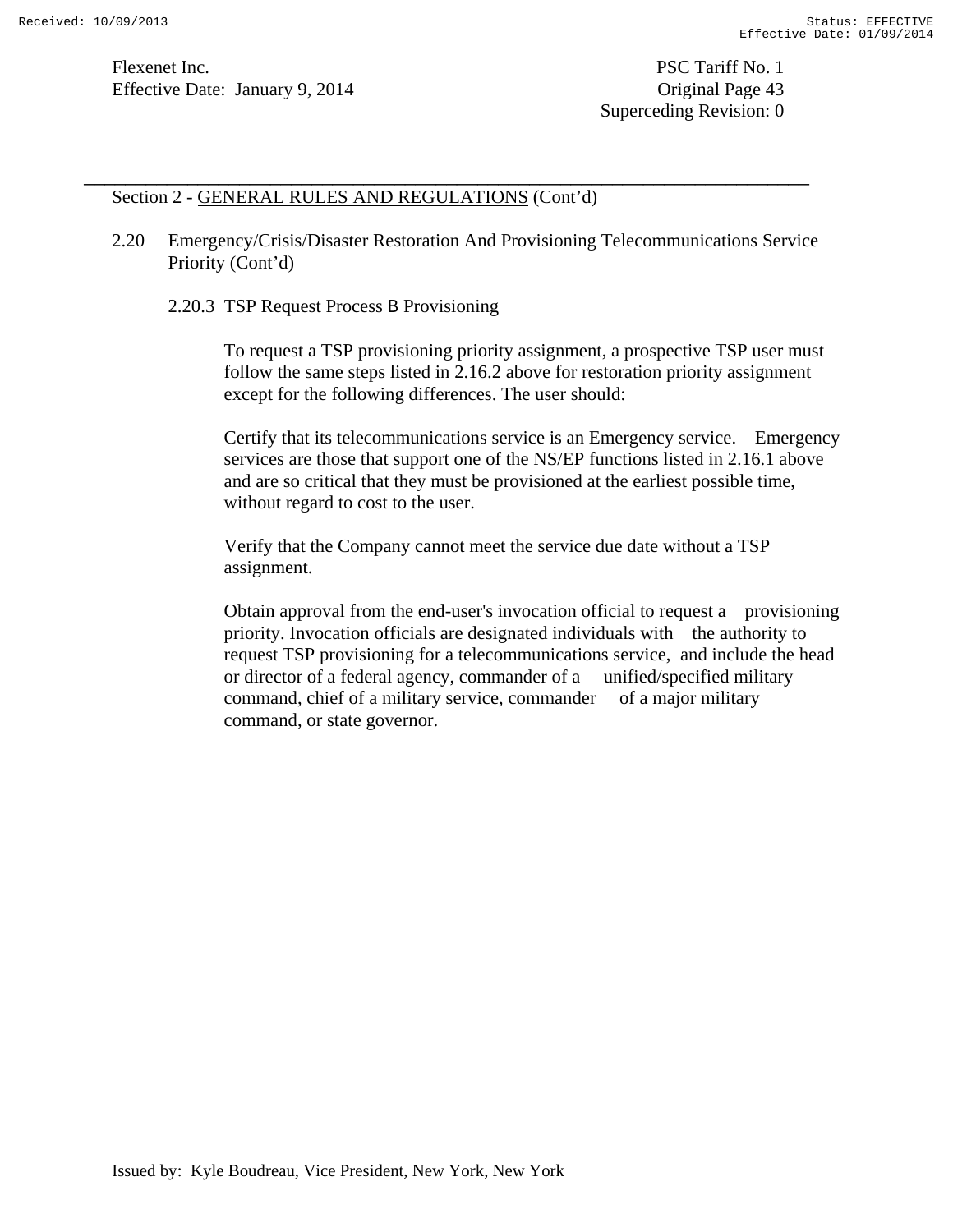Section 2 - GENERAL RULES AND REGULATIONS (Cont'd)

2.20 Emergency/Crisis/Disaster Restoration And Provisioning Telecommunications Service Priority (Cont'd)

2.20.3 TSP Request Process B Provisioning

To request a TSP provisioning priority assignment, a prospective TSP user must follow the same steps listed in 2.16.2 above for restoration priority assignment except for the following differences. The user should:

Certify that its telecommunications service is an Emergency service. Emergency services are those that support one of the NS/EP functions listed in 2.16.1 above and are so critical that they must be provisioned at the earliest possible time, without regard to cost to the user.

Verify that the Company cannot meet the service due date without a TSP assignment.

Obtain approval from the end-user's invocation official to request a provisioning priority. Invocation officials are designated individuals with the authority to request TSP provisioning for a telecommunications service, and include the head or director of a federal agency, commander of a unified/specified military command, chief of a military service, commander of a major military command, or state governor.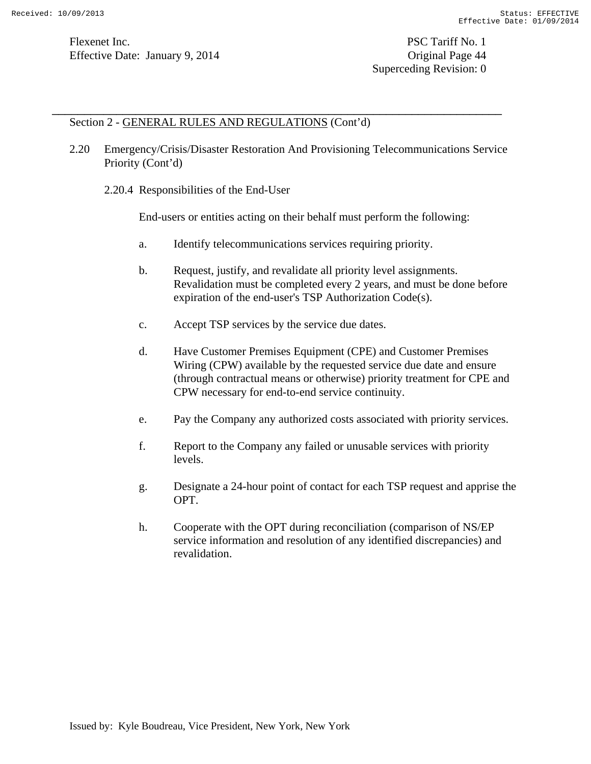Section 2 - GENERAL RULES AND REGULATIONS (Cont'd)

2.20 Emergency/Crisis/Disaster Restoration And Provisioning Telecommunications Service Priority (Cont'd)

2.20.4 Responsibilities of the End-User

End-users or entities acting on their behalf must perform the following:

a. Identify telecommunications services requiring priority.

b. Request, justify, and revalidate all priority level assignments. Revalidation must be completed every 2 years, and must be done before expiration of the end-user's TSP Authorization Code(s).

c. Accept TSP services by the service due dates.

d. Have Customer Premises Equipment (CPE) and Customer Premises Wiring (CPW) available by the requested service due date and ensure (through contractual means or otherwise) priority treatment for CPE and CPW necessary for end-to-end service continuity.

e. Pay the Company any authorized costs associated with priority services.

f. Report to the Company any failed or unusable services with priority levels.

g. Designate a 24-hour point of contact for each TSP request and apprise the OPT.

h. Cooperate with the OPT during reconciliation (comparison of NS/EP service information and resolution of any identified discrepancies) and revalidation.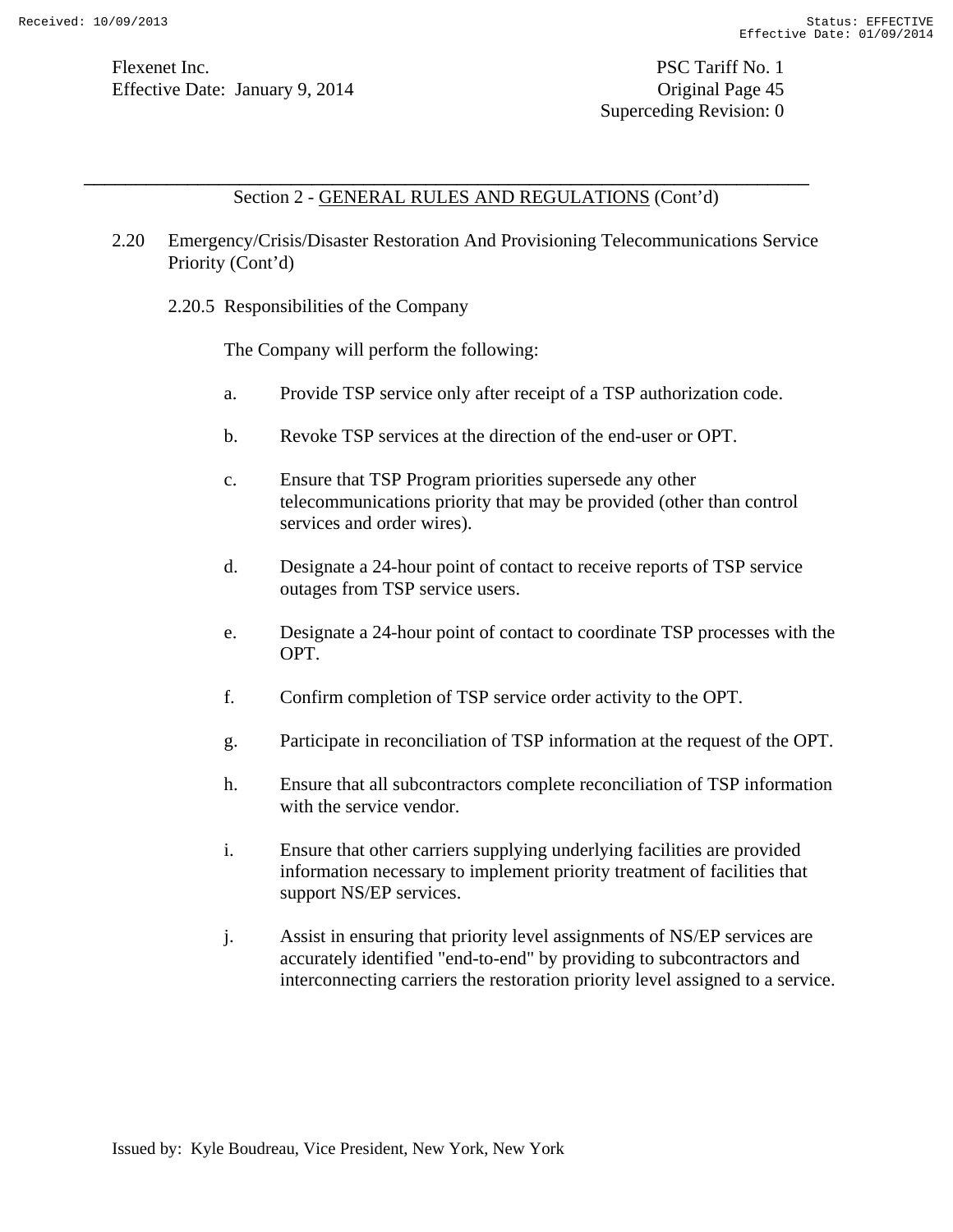Section 2 - GENERAL RULES AND REGULATIONS (Cont'd)

2.20 Emergency/Crisis/Disaster Restoration And Provisioning Telecommunications Service Priority (Cont'd)

2.20.5 Responsibilities of the Company

The Company will perform the following:

a. Provide TSP service only after receipt of a TSP authorization code.

b. Revoke TSP services at the direction of the end-user or OPT.

c. Ensure that TSP Program priorities supersede any other telecommunications priority that may be provided (other than control services and order wires).

d. Designate a 24-hour point of contact to receive reports of TSP service outages from TSP service users.

e. Designate a 24-hour point of contact to coordinate TSP processes with the OPT.

f. Confirm completion of TSP service order activity to the OPT.

g. Participate in reconciliation of TSP information at the request of the OPT.

h. Ensure that all subcontractors complete reconciliation of TSP information with the service vendor.

i. Ensure that other carriers supplying underlying facilities are provided information necessary to implement priority treatment of facilities that support NS/EP services.

j. Assist in ensuring that priority level assignments of NS/EP services are accurately identified "end-to-end" by providing to subcontractors and interconnecting carriers the restoration priority level assigned to a service.

Issued by: Kyle Boudreau, Vice President, New York, New York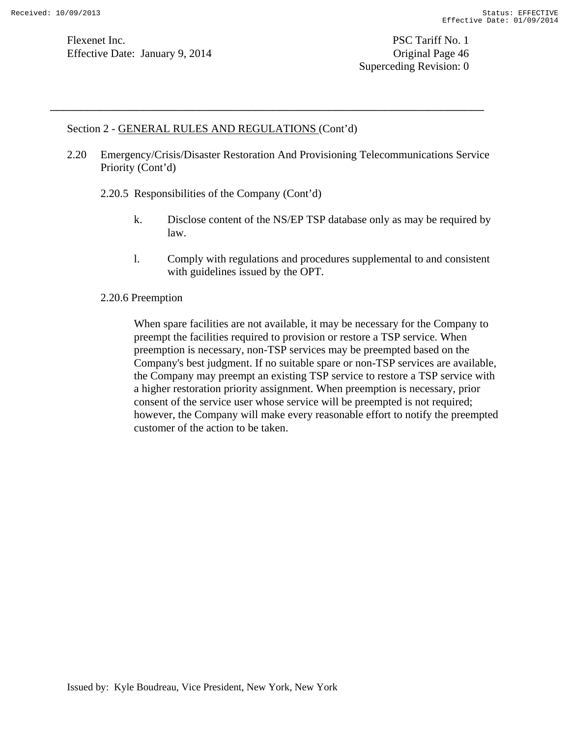Section 2 - GENERAL RULES AND REGULATIONS (Cont'd)

2.20 Emergency/Crisis/Disaster Restoration And Provisioning Telecommunications Service Priority (Cont'd)

2.20.5 Responsibilities of the Company (Cont'd)

k. Disclose content of the NS/EP TSP database only as may be required by law.

l. Comply with regulations and procedures supplemental to and consistent with guidelines issued by the OPT.

2.20.6 Preemption

When spare facilities are not available, it may be necessary for the Company to preempt the facilities required to provision or restore a TSP service. When preemption is necessary, non-TSP services may be preempted based on the Company's best judgment. If no suitable spare or non-TSP services are available, the Company may preempt an existing TSP service to restore a TSP service with a higher restoration priority assignment. When preemption is necessary, prior consent of the service user whose service will be preempted is not required; however, the Company will make every reasonable effort to notify the preempted customer of the action to be taken.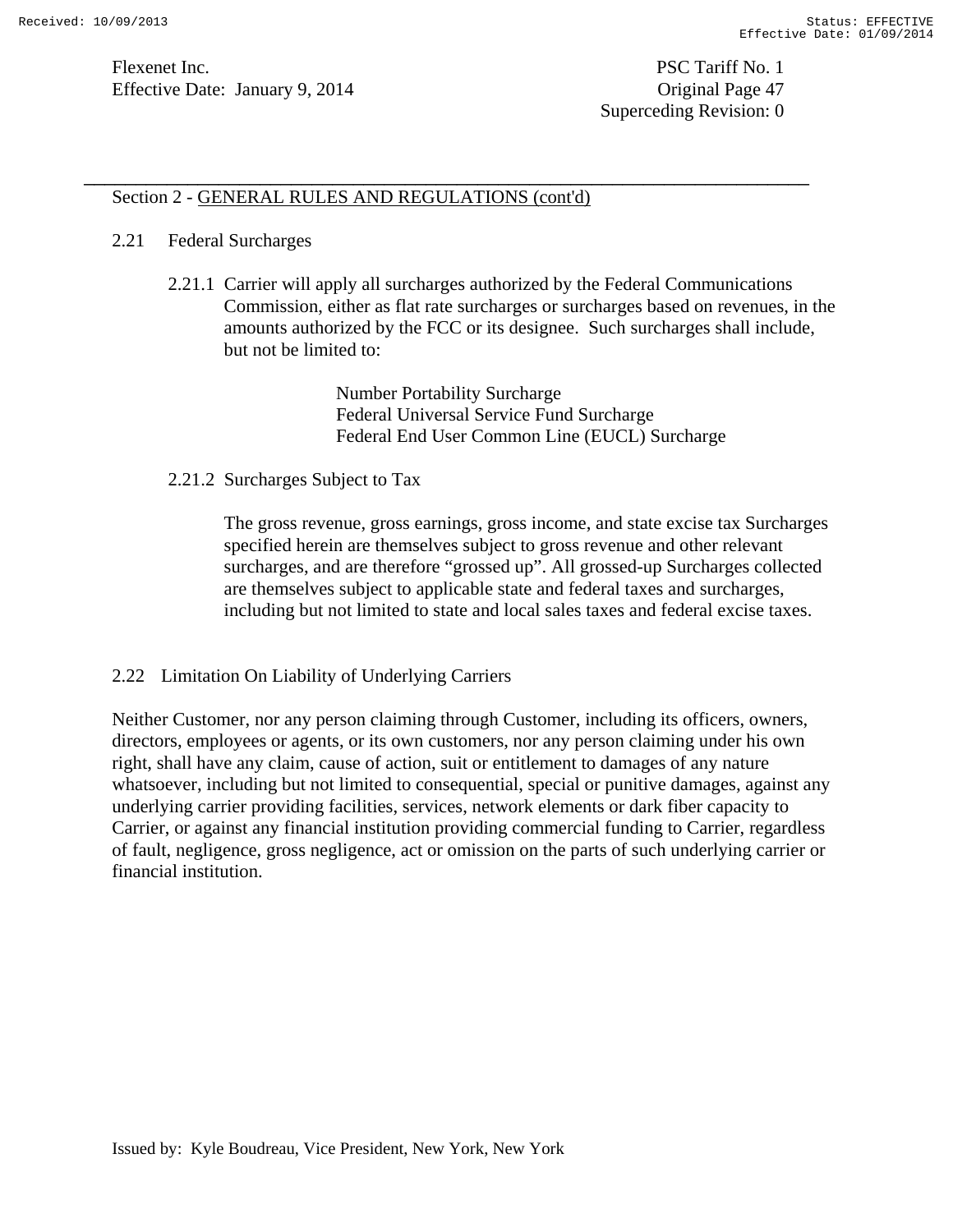Section 2 - GENERAL RULES AND REGULATIONS (cont'd)

2.21 Federal Surcharges

2.21.1 Carrier will apply all surcharges authorized by the Federal Communications Commission, either as flat rate surcharges or surcharges based on revenues, in the amounts authorized by the FCC or its designee. Such surcharges shall include, but not be limited to:

Number Portability Surcharge
Federal Universal Service Fund Surcharge
Federal End User Common Line (EUCL) Surcharge

2.21.2 Surcharges Subject to Tax

The gross revenue, gross earnings, gross income, and state excise tax Surcharges specified herein are themselves subject to gross revenue and other relevant surcharges, and are therefore "grossed up". All grossed-up Surcharges collected are themselves subject to applicable state and federal taxes and surcharges, including but not limited to state and local sales taxes and federal excise taxes.

2.22 Limitation On Liability of Underlying Carriers

Neither Customer, nor any person claiming through Customer, including its officers, owners, directors, employees or agents, or its own customers, nor any person claiming under his own right, shall have any claim, cause of action, suit or entitlement to damages of any nature whatsoever, including but not limited to consequential, special or punitive damages, against any underlying carrier providing facilities, services, network elements or dark fiber capacity to Carrier, or against any financial institution providing commercial funding to Carrier, regardless of fault, negligence, gross negligence, act or omission on the parts of such underlying carrier or financial institution.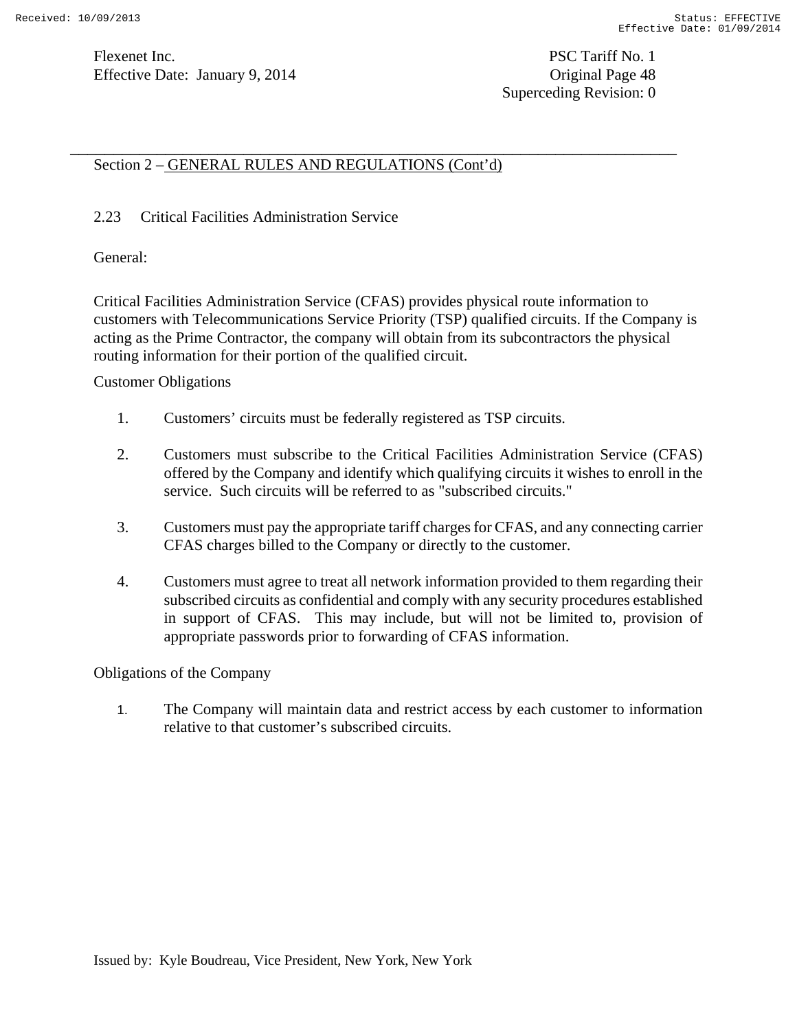Section 2 – GENERAL RULES AND REGULATIONS (Cont'd)

2.23 Critical Facilities Administration Service

General:

Critical Facilities Administration Service (CFAS) provides physical route information to customers with Telecommunications Service Priority (TSP) qualified circuits. If the Company is acting as the Prime Contractor, the company will obtain from its subcontractors the physical routing information for their portion of the qualified circuit.

Customer Obligations

1. Customers' circuits must be federally registered as TSP circuits.

2. Customers must subscribe to the Critical Facilities Administration Service (CFAS) offered by the Company and identify which qualifying circuits it wishes to enroll in the service. Such circuits will be referred to as "subscribed circuits."

3. Customers must pay the appropriate tariff charges for CFAS, and any connecting carrier CFAS charges billed to the Company or directly to the customer.

4. Customers must agree to treat all network information provided to them regarding their subscribed circuits as confidential and comply with any security procedures established in support of CFAS. This may include, but will not be limited to, provision of appropriate passwords prior to forwarding of CFAS information.

Obligations of the Company

1. The Company will maintain data and restrict access by each customer to information relative to that customer's subscribed circuits.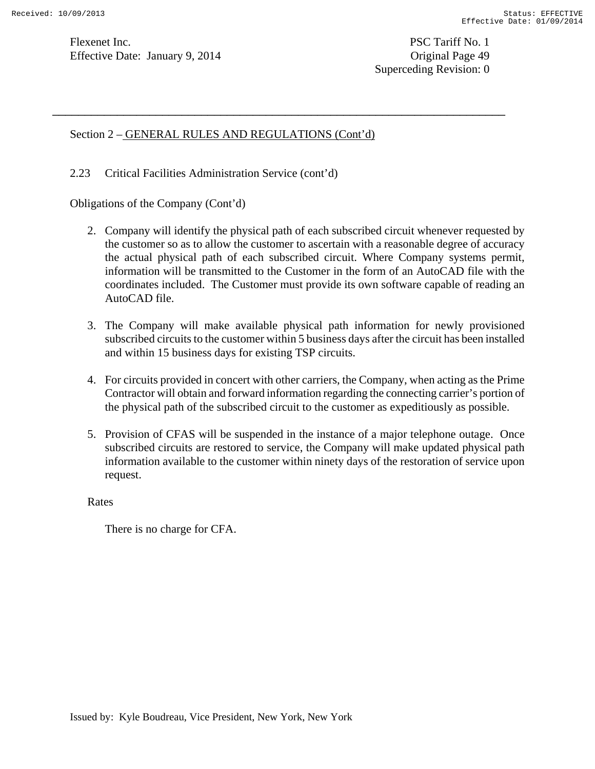## Section 2 – GENERAL RULES AND REGULATIONS (Cont'd)

### 2.23 Critical Facilities Administration Service (cont'd)

Obligations of the Company (Cont'd)

2. Company will identify the physical path of each subscribed circuit whenever requested by the customer so as to allow the customer to ascertain with a reasonable degree of accuracy the actual physical path of each subscribed circuit. Where Company systems permit, information will be transmitted to the Customer in the form of an AutoCAD file with the coordinates included. The Customer must provide its own software capable of reading an AutoCAD file.

3. The Company will make available physical path information for newly provisioned subscribed circuits to the customer within 5 business days after the circuit has been installed and within 15 business days for existing TSP circuits.

4. For circuits provided in concert with other carriers, the Company, when acting as the Prime Contractor will obtain and forward information regarding the connecting carrier's portion of the physical path of the subscribed circuit to the customer as expeditiously as possible.

5. Provision of CFAS will be suspended in the instance of a major telephone outage. Once subscribed circuits are restored to service, the Company will make updated physical path information available to the customer within ninety days of the restoration of service upon request.

Rates

There is no charge for CFA.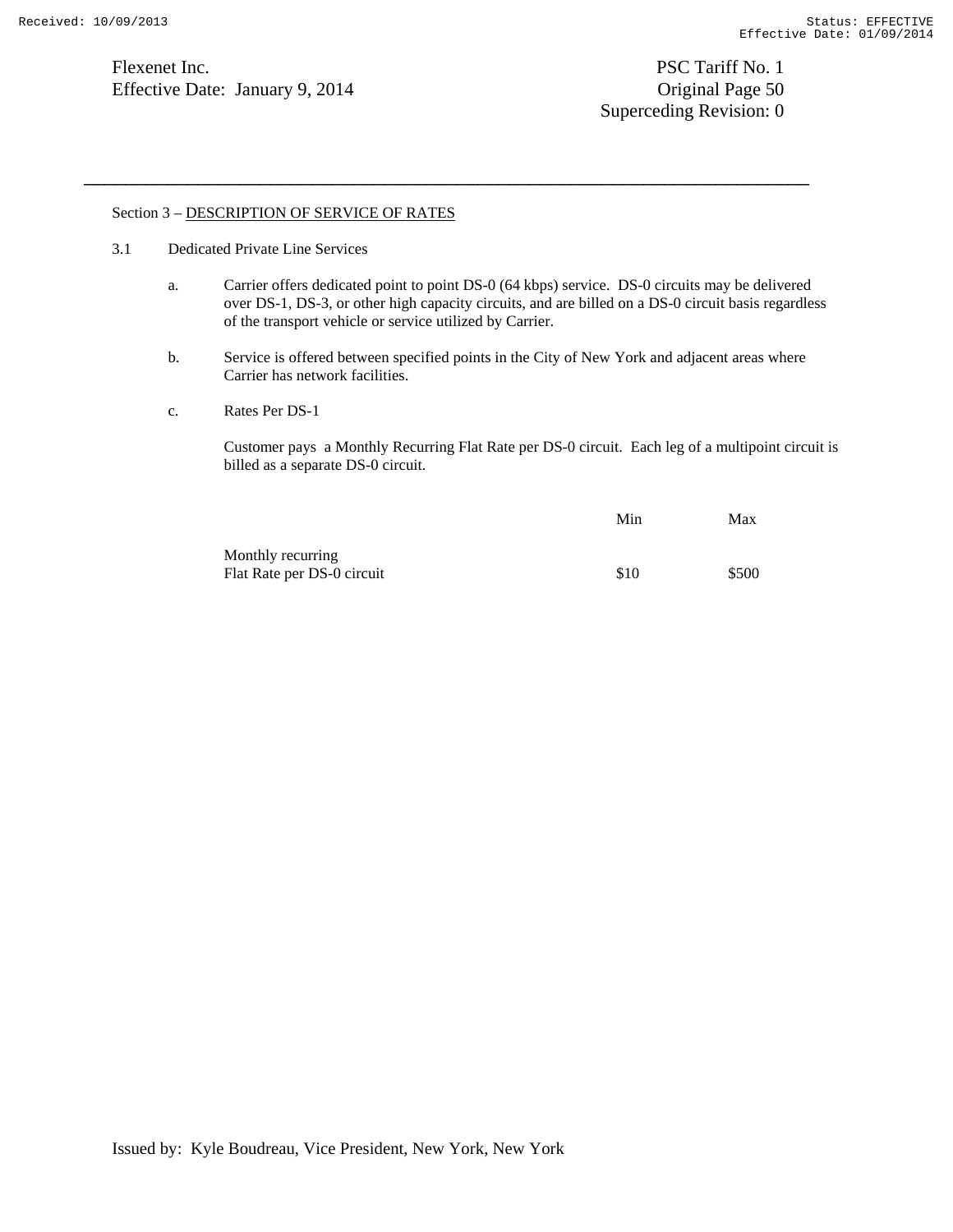Section 3 – DESCRIPTION OF SERVICE OF RATES

3.1 Dedicated Private Line Services

a. Carrier offers dedicated point to point DS-0 (64 kbps) service. DS-0 circuits may be delivered over DS-1, DS-3, or other high capacity circuits, and are billed on a DS-0 circuit basis regardless of the transport vehicle or service utilized by Carrier.

b. Service is offered between specified points in the City of New York and adjacent areas where Carrier has network facilities.

c. Rates Per DS-1

Customer pays a Monthly Recurring Flat Rate per DS-0 circuit. Each leg of a multipoint circuit is billed as a separate DS-0 circuit.

| | Min | Max |
|---|---|---|
| Monthly recurring Flat Rate per DS-0 circuit | $10 | $500 |

Issued by: Kyle Boudreau, Vice President, New York, New York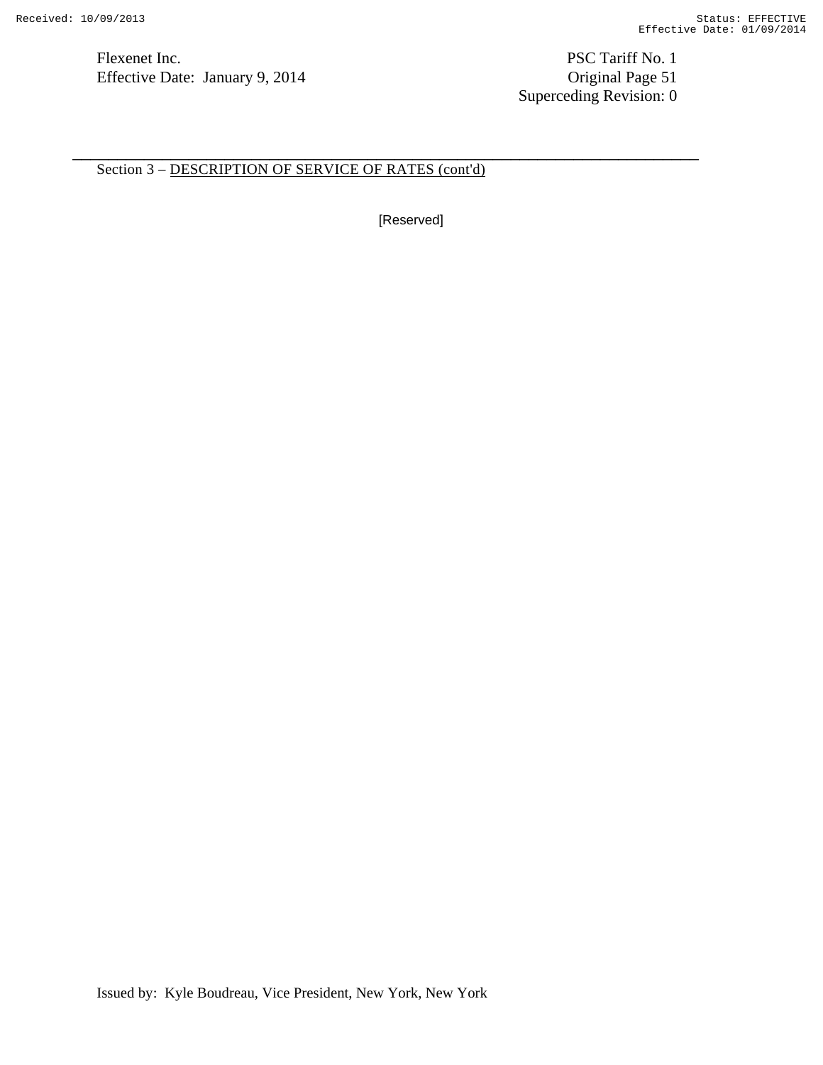Section 3 – DESCRIPTION OF SERVICE OF RATES (cont'd)

[Reserved]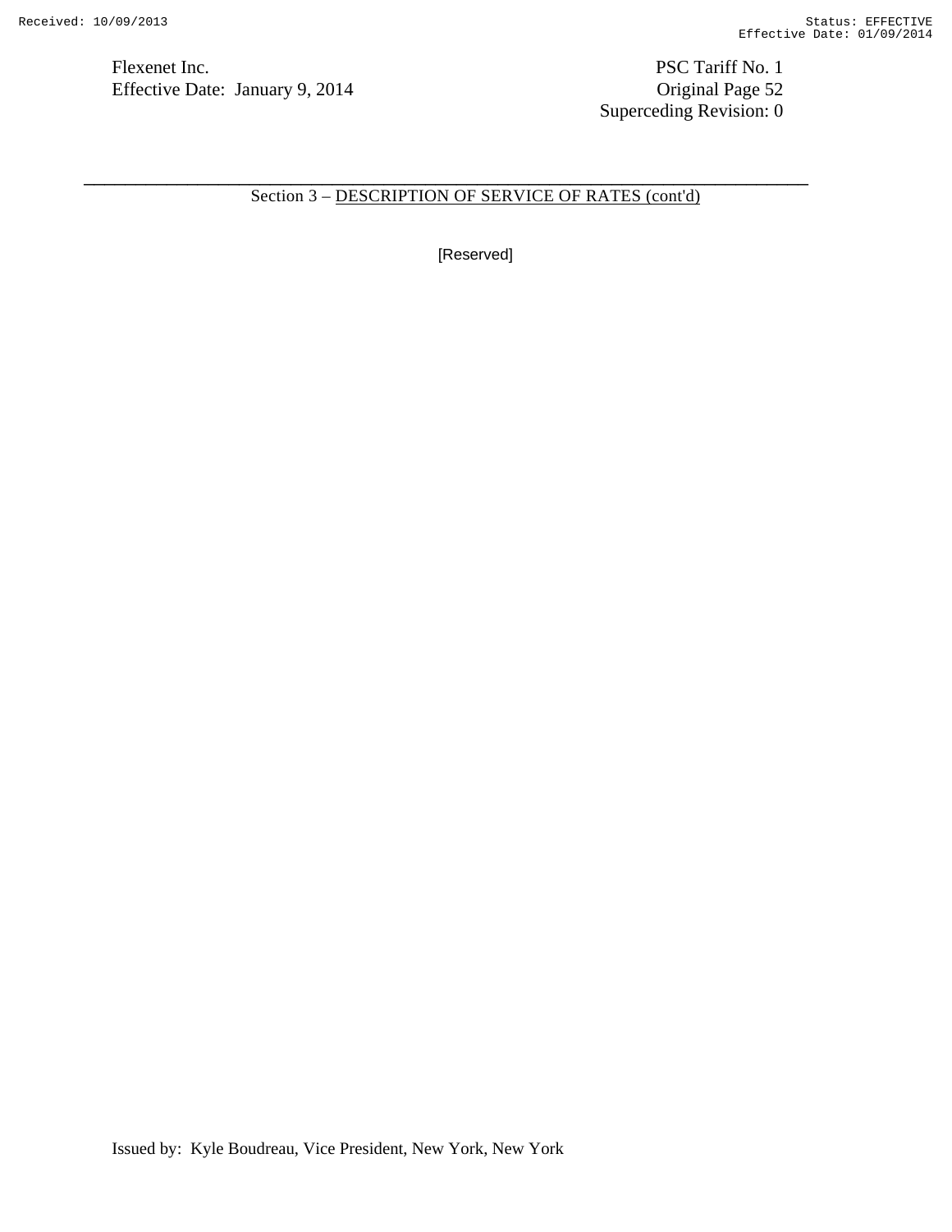Section 3 – DESCRIPTION OF SERVICE OF RATES (cont'd)

[Reserved]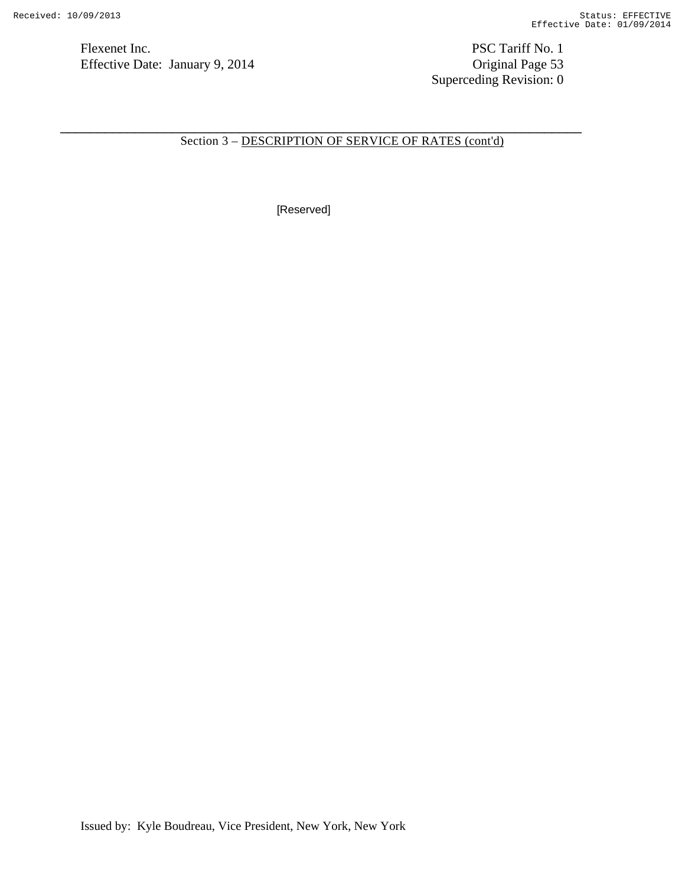Section 3 – DESCRIPTION OF SERVICE OF RATES (cont'd)

[Reserved]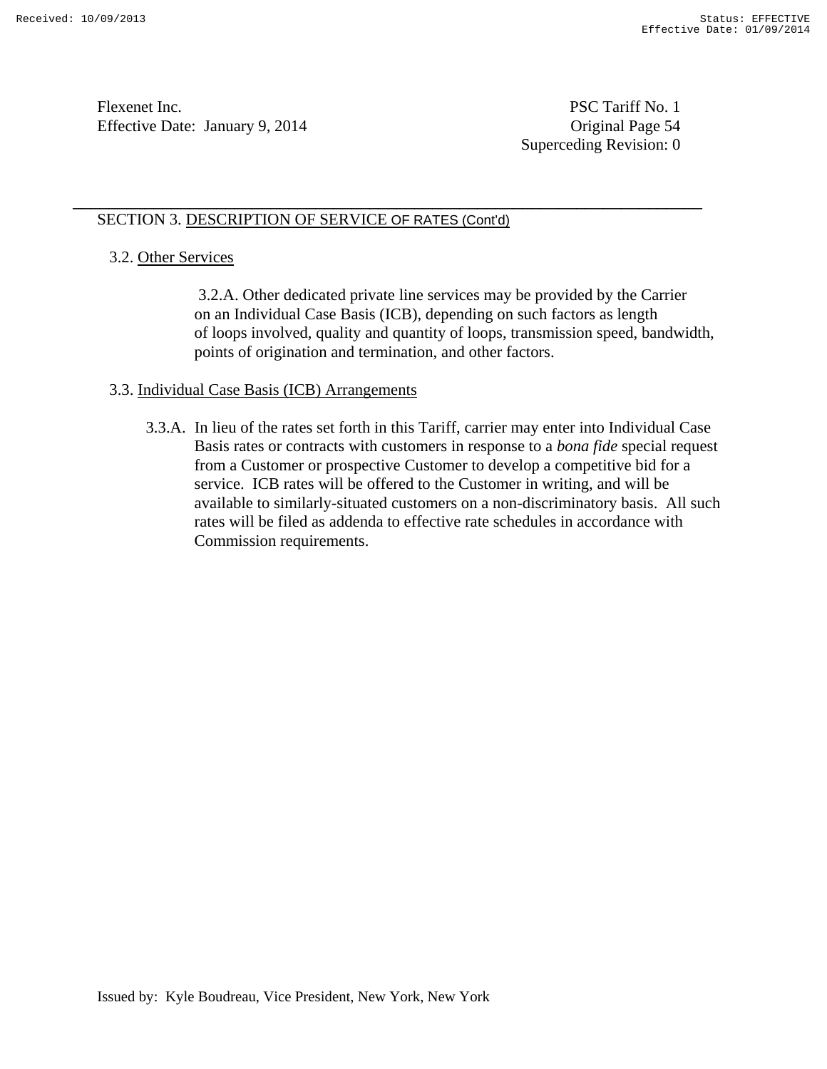Flexenet Inc.
Effective Date: January 9, 2014

PSC Tariff No. 1
Original Page 54
Superceding Revision: 0

SECTION 3. DESCRIPTION OF SERVICE OF RATES (Cont'd)

3.2. Other Services

3.2.A. Other dedicated private line services may be provided by the Carrier on an Individual Case Basis (ICB), depending on such factors as length of loops involved, quality and quantity of loops, transmission speed, bandwidth, points of origination and termination, and other factors.

3.3. Individual Case Basis (ICB) Arrangements

3.3.A. In lieu of the rates set forth in this Tariff, carrier may enter into Individual Case Basis rates or contracts with customers in response to a *bona fide* special request from a Customer or prospective Customer to develop a competitive bid for a service. ICB rates will be offered to the Customer in writing, and will be available to similarly-situated customers on a non-discriminatory basis. All such rates will be filed as addenda to effective rate schedules in accordance with Commission requirements.

Issued by: Kyle Boudreau, Vice President, New York, New York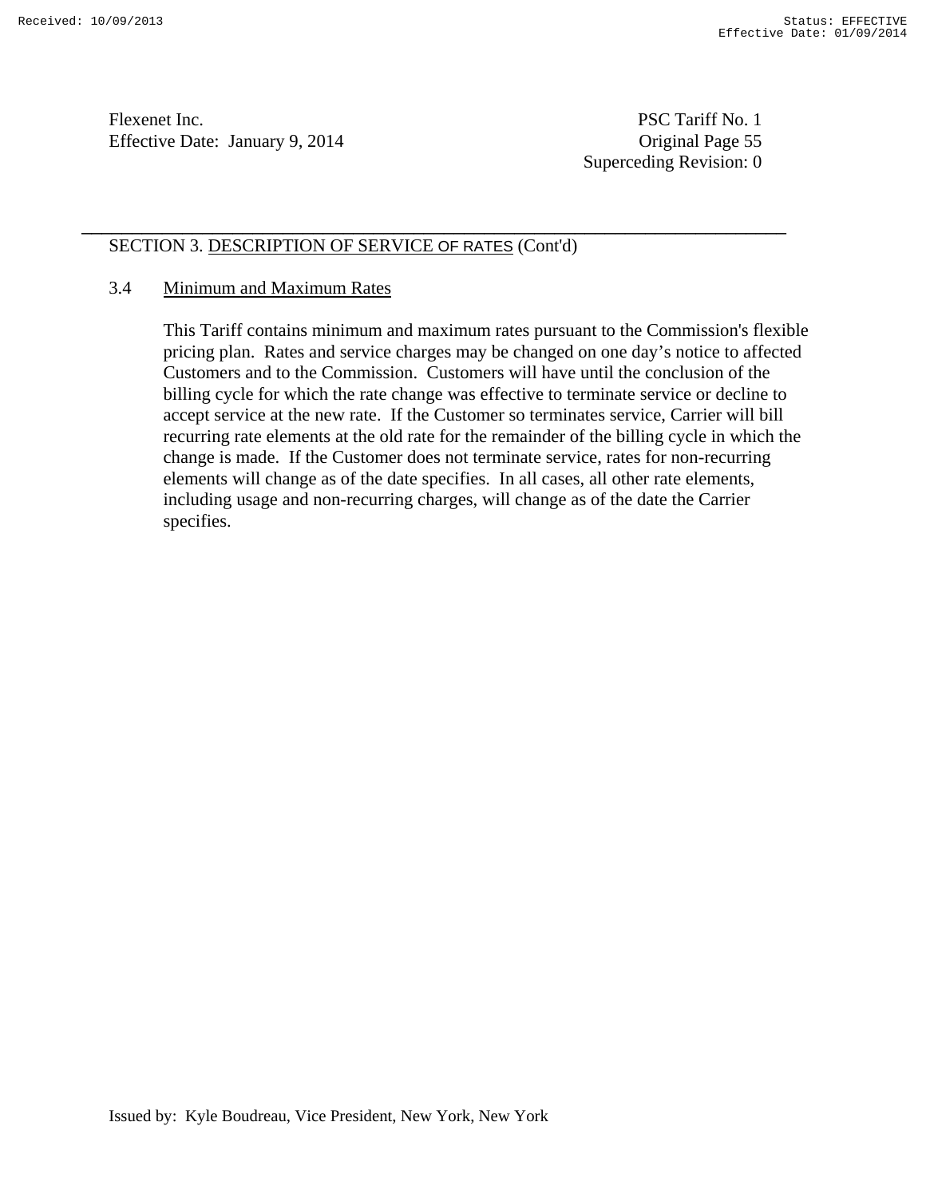Flexenet Inc.
Effective Date: January 9, 2014

PSC Tariff No. 1
Original Page 55
Superceding Revision: 0

SECTION 3. DESCRIPTION OF SERVICE OF RATES (Cont'd)

## 3.4 Minimum and Maximum Rates

This Tariff contains minimum and maximum rates pursuant to the Commission's flexible pricing plan. Rates and service charges may be changed on one day's notice to affected Customers and to the Commission. Customers will have until the conclusion of the billing cycle for which the rate change was effective to terminate service or decline to accept service at the new rate. If the Customer so terminates service, Carrier will bill recurring rate elements at the old rate for the remainder of the billing cycle in which the change is made. If the Customer does not terminate service, rates for non-recurring elements will change as of the date specifies. In all cases, all other rate elements, including usage and non-recurring charges, will change as of the date the Carrier specifies.

Issued by: Kyle Boudreau, Vice President, New York, New York